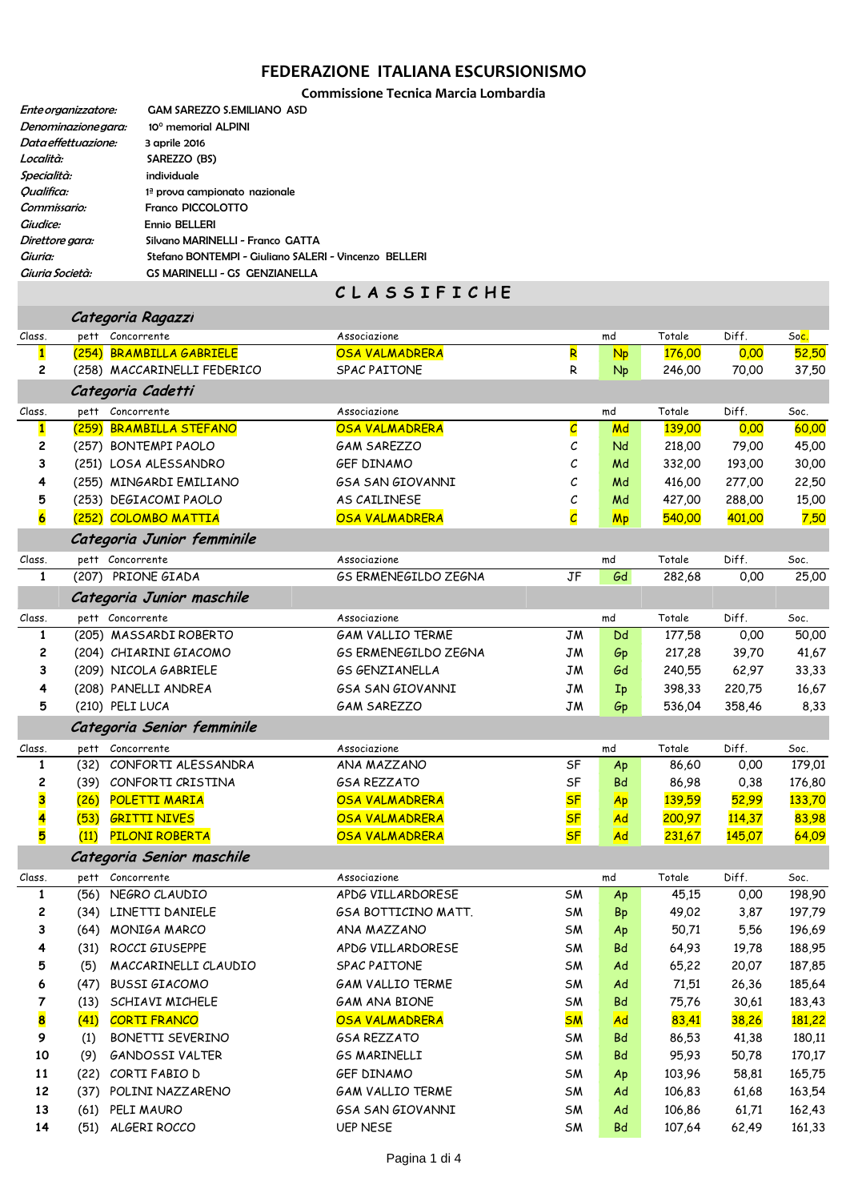# FEDERAZIONE ITALIANA ESCURSIONISMO

### Commissione Tecnica Marcia Lombardia

*Ente organizzatore:* GAM SAREZZO S.EMILIANO ASD
*Denominazione gara:* 10° memorial ALPINI
*Data effettuazione:* 3 aprile 2016
*Località:* SAREZZO (BS)
*Specialità:* individuale
*Qualifica:* 1ª prova campionato nazionale
*Commissario:* Franco PICCOLOTTO
*Giudice:* Ennio BELLERI
*Direttore gara:* Silvano MARINELLI - Franco GATTA
*Giuria:* Stefano BONTEMPI - Giuliano SALERI - Vincenzo BELLERI
*Giuria Società:* GS MARINELLI - GS GENZIANELLA

## C L A S S I F I C H E

### *Categoria Ragazzi*

| Class. | pett | Concorrente | Associazione | | md | Totale | Diff. | Soc. |
|---|---|---|---|---|---|---|---|---|
| 1 | (254) | BRAMBILLA GABRIELE | OSA VALMADRERA | R | Np | 176,00 | 0,00 | 52,50 |
| 2 | (258) | MACCARINELLI FEDERICO | SPAC PAITONE | R | Np | 246,00 | 70,00 | 37,50 |

### *Categoria Cadetti*

| Class. | pett | Concorrente | Associazione | | md | Totale | Diff. | Soc. |
|---|---|---|---|---|---|---|---|---|
| 1 | (259) | BRAMBILLA STEFANO | OSA VALMADRERA | C | Md | 139,00 | 0,00 | 60,00 |
| 2 | (257) | BONTEMPI PAOLO | GAM SAREZZO | C | Nd | 218,00 | 79,00 | 45,00 |
| 3 | (251) | LOSA ALESSANDRO | GEF DINAMO | C | Md | 332,00 | 193,00 | 30,00 |
| 4 | (255) | MINGARDI EMILIANO | GSA SAN GIOVANNI | C | Md | 416,00 | 277,00 | 22,50 |
| 5 | (253) | DEGIACOMI PAOLO | AS CAILINESE | C | Md | 427,00 | 288,00 | 15,00 |
| 6 | (252) | COLOMBO MATTIA | OSA VALMADRERA | C | Mp | 540,00 | 401,00 | 7,50 |

### *Categoria Junior femminile*

| Class. | pett | Concorrente | Associazione | | md | Totale | Diff. | Soc. |
|---|---|---|---|---|---|---|---|---|
| 1 | (207) | PRIONE GIADA | GS ERMENEGILDO ZEGNA | JF | Gd | 282,68 | 0,00 | 25,00 |

### *Categoria Junior maschile*

| Class. | pett | Concorrente | Associazione | | md | Totale | Diff. | Soc. |
|---|---|---|---|---|---|---|---|---|
| 1 | (205) | MASSARDI ROBERTO | GAM VALLIO TERME | JM | Dd | 177,58 | 0,00 | 50,00 |
| 2 | (204) | CHIARINI GIACOMO | GS ERMENEGILDO ZEGNA | JM | Gp | 217,28 | 39,70 | 41,67 |
| 3 | (209) | NICOLA GABRIELE | GS GENZIANELLA | JM | Gd | 240,55 | 62,97 | 33,33 |
| 4 | (208) | PANELLI ANDREA | GSA SAN GIOVANNI | JM | Ip | 398,33 | 220,75 | 16,67 |
| 5 | (210) | PELI LUCA | GAM SAREZZO | JM | Gp | 536,04 | 358,46 | 8,33 |

### *Categoria Senior femminile*

| Class. | pett | Concorrente | Associazione | | md | Totale | Diff. | Soc. |
|---|---|---|---|---|---|---|---|---|
| 1 | (32) | CONFORTI ALESSANDRA | ANA MAZZANO | SF | Ap | 86,60 | 0,00 | 179,01 |
| 2 | (39) | CONFORTI CRISTINA | GSA REZZATO | SF | Bd | 86,98 | 0,38 | 176,80 |
| 3 | (26) | POLETTI MARIA | OSA VALMADRERA | SF | Ap | 139,59 | 52,99 | 133,70 |
| 4 | (53) | GRITTI NIVES | OSA VALMADRERA | SF | Ad | 200,97 | 114,37 | 83,98 |
| 5 | (11) | PILONI ROBERTA | OSA VALMADRERA | SF | Ad | 231,67 | 145,07 | 64,09 |

### *Categoria Senior maschile*

| Class. | pett | Concorrente | Associazione | | md | Totale | Diff. | Soc. |
|---|---|---|---|---|---|---|---|---|
| 1 | (56) | NEGRO CLAUDIO | APDG VILLARDORESE | SM | Ap | 45,15 | 0,00 | 198,90 |
| 2 | (34) | LINETTI DANIELE | GSA BOTTICINO MATT. | SM | Bp | 49,02 | 3,87 | 197,79 |
| 3 | (64) | MONIGA MARCO | ANA MAZZANO | SM | Ap | 50,71 | 5,56 | 196,69 |
| 4 | (31) | ROCCI GIUSEPPE | APDG VILLARDORESE | SM | Bd | 64,93 | 19,78 | 188,95 |
| 5 | (5) | MACCARINELLI CLAUDIO | SPAC PAITONE | SM | Ad | 65,22 | 20,07 | 187,85 |
| 6 | (47) | BUSSI GIACOMO | GAM VALLIO TERME | SM | Ad | 71,51 | 26,36 | 185,64 |
| 7 | (13) | SCHIAVI MICHELE | GAM ANA BIONE | SM | Bd | 75,76 | 30,61 | 183,43 |
| 8 | (41) | CORTI FRANCO | OSA VALMADRERA | SM | Ad | 83,41 | 38,26 | 181,22 |
| 9 | (1) | BONETTI SEVERINO | GSA REZZATO | SM | Bd | 86,53 | 41,38 | 180,11 |
| 10 | (9) | GANDOSSI VALTER | GS MARINELLI | SM | Bd | 95,93 | 50,78 | 170,17 |
| 11 | (22) | CORTI FABIO D | GEF DINAMO | SM | Ap | 103,96 | 58,81 | 165,75 |
| 12 | (37) | POLINI NAZZARENO | GAM VALLIO TERME | SM | Ad | 106,83 | 61,68 | 163,54 |
| 13 | (61) | PELI MAURO | GSA SAN GIOVANNI | SM | Ad | 106,86 | 61,71 | 162,43 |
| 14 | (51) | ALGERI ROCCO | UEP NESE | SM | Bd | 107,64 | 62,49 | 161,33 |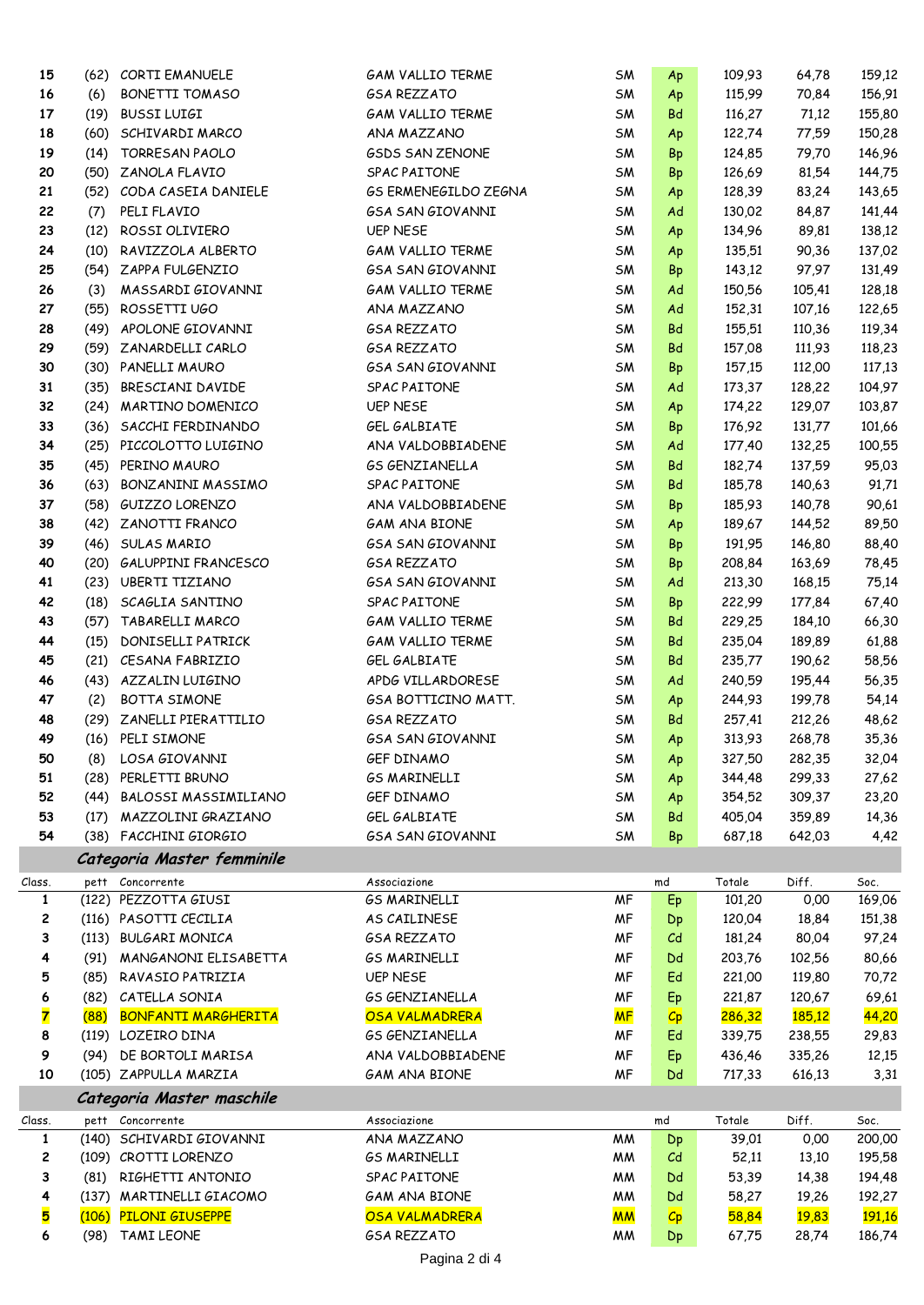| 15 | (62) | CORTI EMANUELE | GAM VALLIO TERME | SM | Ap | 109,93 | 64,78 | 159,12 |
|---|---|---|---|---|---|---|---|---|
| 16 | (6) | BONETTI TOMASO | GSA REZZATO | SM | Ap | 115,99 | 70,84 | 156,91 |
| 17 | (19) | BUSSI LUIGI | GAM VALLIO TERME | SM | Bd | 116,27 | 71,12 | 155,80 |
| 18 | (60) | SCHIVARDI MARCO | ANA MAZZANO | SM | Ap | 122,74 | 77,59 | 150,28 |
| 19 | (14) | TORRESAN PAOLO | GSDS SAN ZENONE | SM | Bp | 124,85 | 79,70 | 146,96 |
| 20 | (50) | ZANOLA FLAVIO | SPAC PAITONE | SM | Bp | 126,69 | 81,54 | 144,75 |
| 21 | (52) | CODA CASEIA DANIELE | GS ERMENEGILDO ZEGNA | SM | Ap | 128,39 | 83,24 | 143,65 |
| 22 | (7) | PELI FLAVIO | GSA SAN GIOVANNI | SM | Ad | 130,02 | 84,87 | 141,44 |
| 23 | (12) | ROSSI OLIVIERO | UEP NESE | SM | Ap | 134,96 | 89,81 | 138,12 |
| 24 | (10) | RAVIZZOLA ALBERTO | GAM VALLIO TERME | SM | Ap | 135,51 | 90,36 | 137,02 |
| 25 | (54) | ZAPPA FULGENZIO | GSA SAN GIOVANNI | SM | Bp | 143,12 | 97,97 | 131,49 |
| 26 | (3) | MASSARDI GIOVANNI | GAM VALLIO TERME | SM | Ad | 150,56 | 105,41 | 128,18 |
| 27 | (55) | ROSSETTI UGO | ANA MAZZANO | SM | Ad | 152,31 | 107,16 | 122,65 |
| 28 | (49) | APOLONE GIOVANNI | GSA REZZATO | SM | Bd | 155,51 | 110,36 | 119,34 |
| 29 | (59) | ZANARDELLI CARLO | GSA REZZATO | SM | Bd | 157,08 | 111,93 | 118,23 |
| 30 | (30) | PANELLI MAURO | GSA SAN GIOVANNI | SM | Bp | 157,15 | 112,00 | 117,13 |
| 31 | (35) | BRESCIANI DAVIDE | SPAC PAITONE | SM | Ad | 173,37 | 128,22 | 104,97 |
| 32 | (24) | MARTINO DOMENICO | UEP NESE | SM | Ap | 174,22 | 129,07 | 103,87 |
| 33 | (36) | SACCHI FERDINANDO | GEL GALBIATE | SM | Bp | 176,92 | 131,77 | 101,66 |
| 34 | (25) | PICCOLOTTO LUIGINO | ANA VALDOBBIADENE | SM | Ad | 177,40 | 132,25 | 100,55 |
| 35 | (45) | PERINO MAURO | GS GENZIANELLA | SM | Bd | 182,74 | 137,59 | 95,03 |
| 36 | (63) | BONZANINI MASSIMO | SPAC PAITONE | SM | Bd | 185,78 | 140,63 | 91,71 |
| 37 | (58) | GUIZZO LORENZO | ANA VALDOBBIADENE | SM | Bp | 185,93 | 140,78 | 90,61 |
| 38 | (42) | ZANOTTI FRANCO | GAM ANA BIONE | SM | Ap | 189,67 | 144,52 | 89,50 |
| 39 | (46) | SULAS MARIO | GSA SAN GIOVANNI | SM | Bp | 191,95 | 146,80 | 88,40 |
| 40 | (20) | GALUPPINI FRANCESCO | GSA REZZATO | SM | Bp | 208,84 | 163,69 | 78,45 |
| 41 | (23) | UBERTI TIZIANO | GSA SAN GIOVANNI | SM | Ad | 213,30 | 168,15 | 75,14 |
| 42 | (18) | SCAGLIA SANTINO | SPAC PAITONE | SM | Bp | 222,99 | 177,84 | 67,40 |
| 43 | (57) | TABARELLI MARCO | GAM VALLIO TERME | SM | Bd | 229,25 | 184,10 | 66,30 |
| 44 | (15) | DONISELLI PATRICK | GAM VALLIO TERME | SM | Bd | 235,04 | 189,89 | 61,88 |
| 45 | (21) | CESANA FABRIZIO | GEL GALBIATE | SM | Bd | 235,77 | 190,62 | 58,56 |
| 46 | (43) | AZZALIN LUIGINO | APDG VILLARDORESE | SM | Ad | 240,59 | 195,44 | 56,35 |
| 47 | (2) | BOTTA SIMONE | GSA BOTTICINO MATT. | SM | Ap | 244,93 | 199,78 | 54,14 |
| 48 | (29) | ZANELLI PIERATTILIO | GSA REZZATO | SM | Bd | 257,41 | 212,26 | 48,62 |
| 49 | (16) | PELI SIMONE | GSA SAN GIOVANNI | SM | Ap | 313,93 | 268,78 | 35,36 |
| 50 | (8) | LOSA GIOVANNI | GEF DINAMO | SM | Ap | 327,50 | 282,35 | 32,04 |
| 51 | (28) | PERLETTI BRUNO | GS MARINELLI | SM | Ap | 344,48 | 299,33 | 27,62 |
| 52 | (44) | BALOSSI MASSIMILIANO | GEF DINAMO | SM | Ap | 354,52 | 309,37 | 23,20 |
| 53 | (17) | MAZZOLINI GRAZIANO | GEL GALBIATE | SM | Bd | 405,04 | 359,89 | 14,36 |
| 54 | (38) | FACCHINI GIORGIO | GSA SAN GIOVANNI | SM | Bp | 687,18 | 642,03 | 4,42 |

### *Categoria Master femminile*

| Class. | pett | Concorrente | Associazione | | md | Totale | Diff. | Soc. |
|---|---|---|---|---|---|---|---|---|
| 1 | (122) | PEZZOTTA GIUSI | GS MARINELLI | MF | Ep | 101,20 | 0,00 | 169,06 |
| 2 | (116) | PASOTTI CECILIA | AS CAILINESE | MF | Dp | 120,04 | 18,84 | 151,38 |
| 3 | (113) | BULGARI MONICA | GSA REZZATO | MF | Cd | 181,24 | 80,04 | 97,24 |
| 4 | (91) | MANGANONI ELISABETTA | GS MARINELLI | MF | Dd | 203,76 | 102,56 | 80,66 |
| 5 | (85) | RAVASIO PATRIZIA | UEP NESE | MF | Ed | 221,00 | 119,80 | 70,72 |
| 6 | (82) | CATELLA SONIA | GS GENZIANELLA | MF | Ep | 221,87 | 120,67 | 69,61 |
| 7 | (88) | BONFANTI MARGHERITA | OSA VALMADRERA | MF | Cp | 286,32 | 185,12 | 44,20 |
| 8 | (119) | LOZEIRO DINA | GS GENZIANELLA | MF | Ed | 339,75 | 238,55 | 29,83 |
| 9 | (94) | DE BORTOLI MARISA | ANA VALDOBBIADENE | MF | Ep | 436,46 | 335,26 | 12,15 |
| 10 | (105) | ZAPPULLA MARZIA | GAM ANA BIONE | MF | Dd | 717,33 | 616,13 | 3,31 |

### *Categoria Master maschile*

| Class. | pett | Concorrente | Associazione | | md | Totale | Diff. | Soc. |
|---|---|---|---|---|---|---|---|---|
| 1 | (140) | SCHIVARDI GIOVANNI | ANA MAZZANO | MM | Dp | 39,01 | 0,00 | 200,00 |
| 2 | (109) | CROTTI LORENZO | GS MARINELLI | MM | Cd | 52,11 | 13,10 | 195,58 |
| 3 | (81) | RIGHETTI ANTONIO | SPAC PAITONE | MM | Dd | 53,39 | 14,38 | 194,48 |
| 4 | (137) | MARTINELLI GIACOMO | GAM ANA BIONE | MM | Dd | 58,27 | 19,26 | 192,27 |
| 5 | (106) | PILONI GIUSEPPE | OSA VALMADRERA | MM | Cp | 58,84 | 19,83 | 191,16 |
| 6 | (98) | TAMI LEONE | GSA REZZATO | MM | Dp | 67,75 | 28,74 | 186,74 |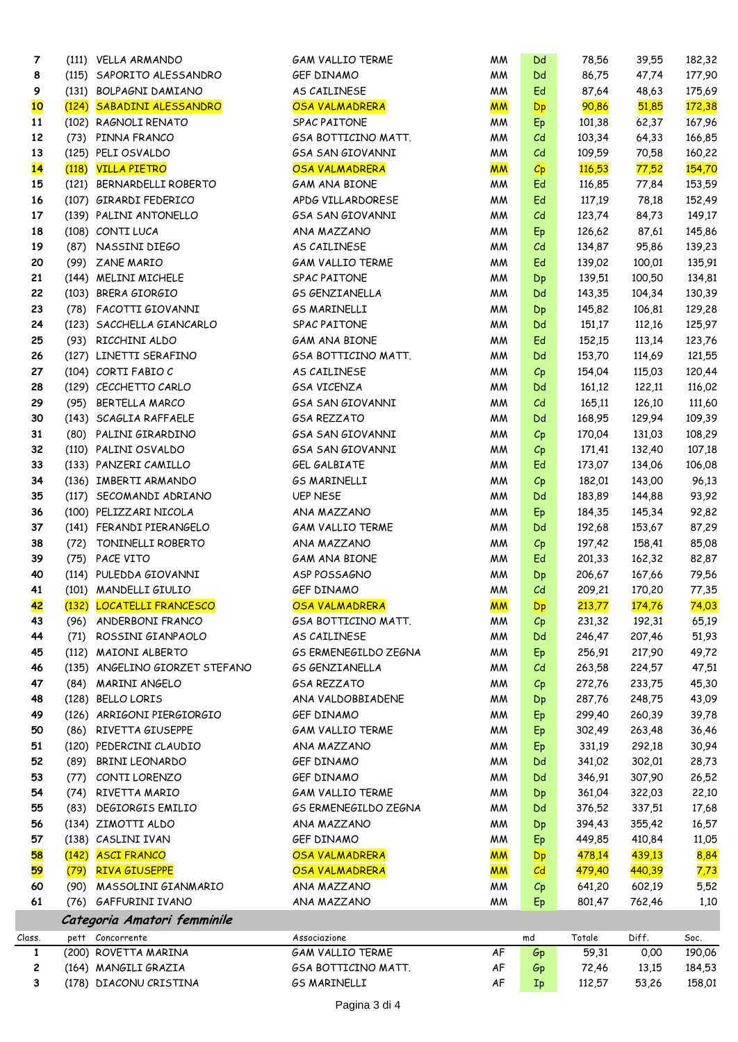| | | | | | | | | |
|---|---|---|---|---|---|---|---|---|
| 7 | (111) | VELLA ARMANDO | GAM VALLIO TERME | MM | Dd | 78,56 | 39,55 | 182,32 |
| 8 | (115) | SAPORITO ALESSANDRO | GEF DINAMO | MM | Dd | 86,75 | 47,74 | 177,90 |
| 9 | (131) | BOLPAGNI DAMIANO | AS CAILINESE | MM | Ed | 87,64 | 48,63 | 175,69 |
| 10 | (124) | SABADINI ALESSANDRO | OSA VALMADRERA | MM | Dp | 90,86 | 51,85 | 172,38 |
| 11 | (102) | RAGNOLI RENATO | SPAC PAITONE | MM | Ep | 101,38 | 62,37 | 167,96 |
| 12 | (73) | PINNA FRANCO | GSA BOTTICINO MATT. | MM | Cd | 103,34 | 64,33 | 166,85 |
| 13 | (125) | PELI OSVALDO | GSA SAN GIOVANNI | MM | Cd | 109,59 | 70,58 | 160,22 |
| 14 | (118) | VILLA PIETRO | OSA VALMADRERA | MM | Cp | 116,53 | 77,52 | 154,70 |
| 15 | (121) | BERNARDELLI ROBERTO | GAM ANA BIONE | MM | Ed | 116,85 | 77,84 | 153,59 |
| 16 | (107) | GIRARDI FEDERICO | APDG VILLARDORESE | MM | Ed | 117,19 | 78,18 | 152,49 |
| 17 | (139) | PALINI ANTONELLO | GSA SAN GIOVANNI | MM | Cd | 123,74 | 84,73 | 149,17 |
| 18 | (108) | CONTI LUCA | ANA MAZZANO | MM | Ep | 126,62 | 87,61 | 145,86 |
| 19 | (87) | NASSINI DIEGO | AS CAILINESE | MM | Cd | 134,87 | 95,86 | 139,23 |
| 20 | (99) | ZANE MARIO | GAM VALLIO TERME | MM | Ed | 139,02 | 100,01 | 135,91 |
| 21 | (144) | MELINI MICHELE | SPAC PAITONE | MM | Dp | 139,51 | 100,50 | 134,81 |
| 22 | (103) | BRERA GIORGIO | GS GENZIANELLA | MM | Dd | 143,35 | 104,34 | 130,39 |
| 23 | (78) | FACOTTI GIOVANNI | GS MARINELLI | MM | Dp | 145,82 | 106,81 | 129,28 |
| 24 | (123) | SACCHELLA GIANCARLO | SPAC PAITONE | MM | Dd | 151,17 | 112,16 | 125,97 |
| 25 | (93) | RICCHINI ALDO | GAM ANA BIONE | MM | Ed | 152,15 | 113,14 | 123,76 |
| 26 | (127) | LINETTI SERAFINO | GSA BOTTICINO MATT. | MM | Dd | 153,70 | 114,69 | 121,55 |
| 27 | (104) | CORTI FABIO C | AS CAILINESE | MM | Cp | 154,04 | 115,03 | 120,44 |
| 28 | (129) | CECCHETTO CARLO | GSA VICENZA | MM | Dd | 161,12 | 122,11 | 116,02 |
| 29 | (95) | BERTELLA MARCO | GSA SAN GIOVANNI | MM | Cd | 165,11 | 126,10 | 111,60 |
| 30 | (143) | SCAGLIA RAFFAELE | GSA REZZATO | MM | Dd | 168,95 | 129,94 | 109,39 |
| 31 | (80) | PALINI GIRARDINO | GSA SAN GIOVANNI | MM | Cp | 170,04 | 131,03 | 108,29 |
| 32 | (110) | PALINI OSVALDO | GSA SAN GIOVANNI | MM | Cp | 171,41 | 132,40 | 107,18 |
| 33 | (133) | PANZERI CAMILLO | GEL GALBIATE | MM | Ed | 173,07 | 134,06 | 106,08 |
| 34 | (136) | IMBERTI ARMANDO | GS MARINELLI | MM | Cp | 182,01 | 143,00 | 96,13 |
| 35 | (117) | SECOMANDI ADRIANO | UEP NESE | MM | Dd | 183,89 | 144,88 | 93,92 |
| 36 | (100) | PELIZZARI NICOLA | ANA MAZZANO | MM | Ep | 184,35 | 145,34 | 92,82 |
| 37 | (141) | FERANDI PIERANGELO | GAM VALLIO TERME | MM | Dd | 192,68 | 153,67 | 87,29 |
| 38 | (72) | TONINELLI ROBERTO | ANA MAZZANO | MM | Cp | 197,42 | 158,41 | 85,08 |
| 39 | (75) | PACE VITO | GAM ANA BIONE | MM | Ed | 201,33 | 162,32 | 82,87 |
| 40 | (114) | PULEDDA GIOVANNI | ASP POSSAGNO | MM | Dp | 206,67 | 167,66 | 79,56 |
| 41 | (101) | MANDELLI GIULIO | GEF DINAMO | MM | Cd | 209,21 | 170,20 | 77,35 |
| 42 | (132) | LOCATELLI FRANCESCO | OSA VALMADRERA | MM | Dp | 213,77 | 174,76 | 74,03 |
| 43 | (96) | ANDERBONI FRANCO | GSA BOTTICINO MATT. | MM | Cp | 231,32 | 192,31 | 65,19 |
| 44 | (71) | ROSSINI GIANPAOLO | AS CAILINESE | MM | Dd | 246,47 | 207,46 | 51,93 |
| 45 | (112) | MAIONI ALBERTO | GS ERMENEGILDO ZEGNA | MM | Ep | 256,91 | 217,90 | 49,72 |
| 46 | (135) | ANGELINO GIORZET STEFANO | GS GENZIANELLA | MM | Cd | 263,58 | 224,57 | 47,51 |
| 47 | (84) | MARINI ANGELO | GSA REZZATO | MM | Cp | 272,76 | 233,75 | 45,30 |
| 48 | (128) | BELLO LORIS | ANA VALDOBBIADENE | MM | Dp | 287,76 | 248,75 | 43,09 |
| 49 | (126) | ARRIGONI PIERGIORGIO | GEF DINAMO | MM | Ep | 299,40 | 260,39 | 39,78 |
| 50 | (86) | RIVETTA GIUSEPPE | GAM VALLIO TERME | MM | Ep | 302,49 | 263,48 | 36,46 |
| 51 | (120) | PEDERCINI CLAUDIO | ANA MAZZANO | MM | Ep | 331,19 | 292,18 | 30,94 |
| 52 | (89) | BRINI LEONARDO | GEF DINAMO | MM | Dd | 341,02 | 302,01 | 28,73 |
| 53 | (77) | CONTI LORENZO | GEF DINAMO | MM | Dd | 346,91 | 307,90 | 26,52 |
| 54 | (74) | RIVETTA MARIO | GAM VALLIO TERME | MM | Dp | 361,04 | 322,03 | 22,10 |
| 55 | (83) | DEGIORGIS EMILIO | GS ERMENEGILDO ZEGNA | MM | Dd | 376,52 | 337,51 | 17,68 |
| 56 | (134) | ZIMOTTI ALDO | ANA MAZZANO | MM | Dp | 394,43 | 355,42 | 16,57 |
| 57 | (138) | CASLINI IVAN | GEF DINAMO | MM | Ep | 449,85 | 410,84 | 11,05 |
| 58 | (142) | ASCI FRANCO | OSA VALMADRERA | MM | Dp | 478,14 | 439,13 | 8,84 |
| 59 | (79) | RIVA GIUSEPPE | OSA VALMADRERA | MM | Cd | 479,40 | 440,39 | 7,73 |
| 60 | (90) | MASSOLINI GIANMARIO | ANA MAZZANO | MM | Cp | 641,20 | 602,19 | 5,52 |
| 61 | (76) | GAFFURINI IVANO | ANA MAZZANO | MM | Ep | 801,47 | 762,46 | 1,10 |

*Categoria Amatori femminile*

| Class. | pett | Concorrente | Associazione | | md | Totale | Diff. | Soc. |
|---|---|---|---|---|---|---|---|---|
| 1 | (200) | ROVETTA MARINA | GAM VALLIO TERME | AF | Gp | 59,31 | 0,00 | 190,06 |
| 2 | (164) | MANGILI GRAZIA | GSA BOTTICINO MATT. | AF | Gp | 72,46 | 13,15 | 184,53 |
| 3 | (178) | DIACONU CRISTINA | GS MARINELLI | AF | Ip | 112,57 | 53,26 | 158,01 |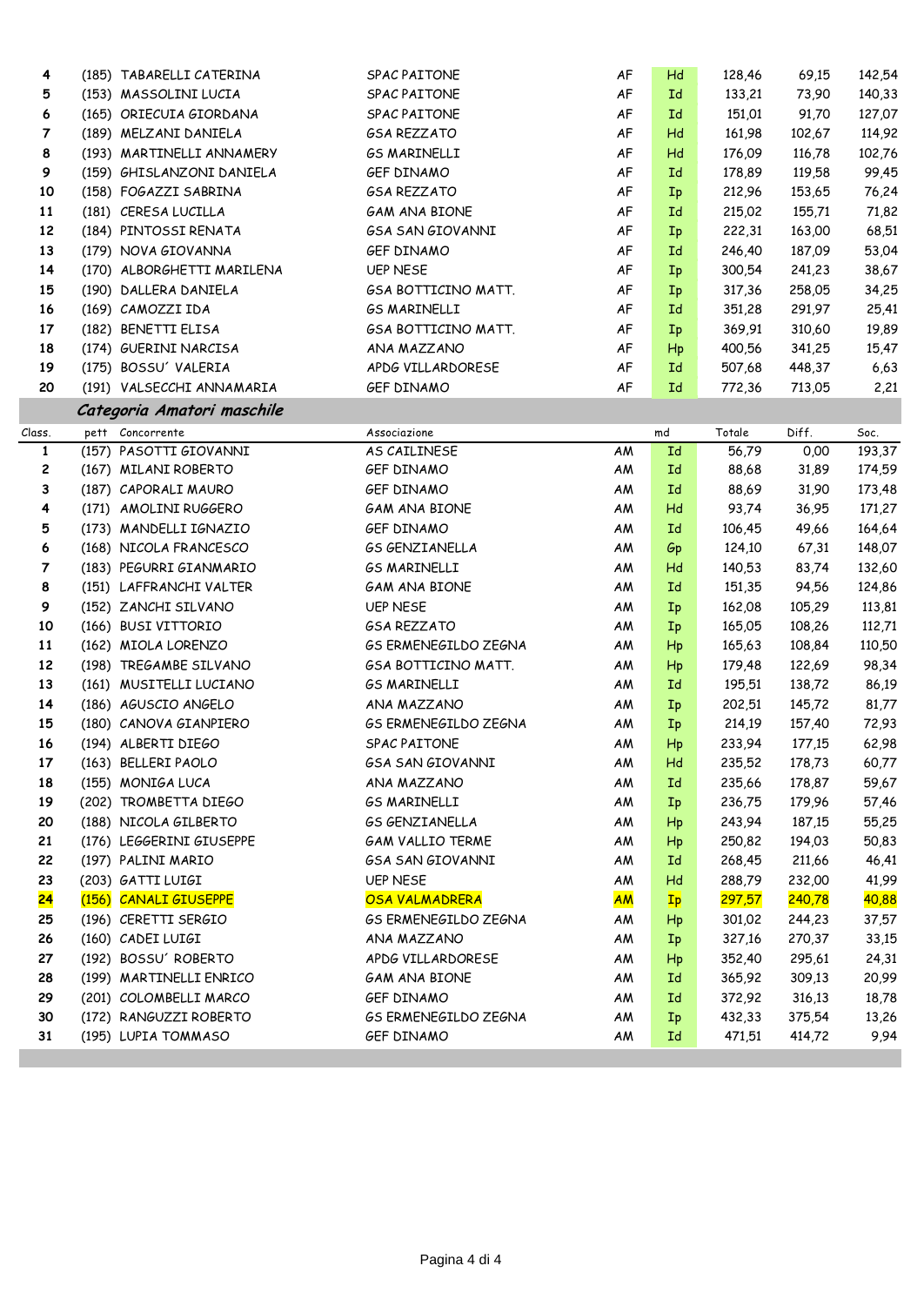| Class. | pett | Concorrente | Associazione | | md | Totale | Diff. | Soc. |
|---|---|---|---|---|---|---|---|---|
| 4 | (185) | TABARELLI CATERINA | SPAC PAITONE | AF | Hd | 128,46 | 69,15 | 142,54 |
| 5 | (153) | MASSOLINI LUCIA | SPAC PAITONE | AF | Id | 133,21 | 73,90 | 140,33 |
| 6 | (165) | ORIECUIA GIORDANA | SPAC PAITONE | AF | Id | 151,01 | 91,70 | 127,07 |
| 7 | (189) | MELZANI DANIELA | GSA REZZATO | AF | Hd | 161,98 | 102,67 | 114,92 |
| 8 | (193) | MARTINELLI ANNAMERY | GS MARINELLI | AF | Hd | 176,09 | 116,78 | 102,76 |
| 9 | (159) | GHISLANZONI DANIELA | GEF DINAMO | AF | Id | 178,89 | 119,58 | 99,45 |
| 10 | (158) | FOGAZZI SABRINA | GSA REZZATO | AF | Ip | 212,96 | 153,65 | 76,24 |
| 11 | (181) | CERESA LUCILLA | GAM ANA BIONE | AF | Id | 215,02 | 155,71 | 71,82 |
| 12 | (184) | PINTOSSI RENATA | GSA SAN GIOVANNI | AF | Ip | 222,31 | 163,00 | 68,51 |
| 13 | (179) | NOVA GIOVANNA | GEF DINAMO | AF | Id | 246,40 | 187,09 | 53,04 |
| 14 | (170) | ALBORGHETTI MARILENA | UEP NESE | AF | Ip | 300,54 | 241,23 | 38,67 |
| 15 | (190) | DALLERA DANIELA | GSA BOTTICINO MATT. | AF | Ip | 317,36 | 258,05 | 34,25 |
| 16 | (169) | CAMOZZI IDA | GS MARINELLI | AF | Id | 351,28 | 291,97 | 25,41 |
| 17 | (182) | BENETTI ELISA | GSA BOTTICINO MATT. | AF | Ip | 369,91 | 310,60 | 19,89 |
| 18 | (174) | GUERINI NARCISA | ANA MAZZANO | AF | Hp | 400,56 | 341,25 | 15,47 |
| 19 | (175) | BOSSU´ VALERIA | APDG VILLARDORESE | AF | Id | 507,68 | 448,37 | 6,63 |
| 20 | (191) | VALSECCHI ANNAMARIA | GEF DINAMO | AF | Id | 772,36 | 713,05 | 2,21 |

## *Categoria Amatori maschile*

| Class. | pett | Concorrente | Associazione | | md | Totale | Diff. | Soc. |
|---|---|---|---|---|---|---|---|---|
| 1 | (157) | PASOTTI GIOVANNI | AS CAILINESE | AM | Id | 56,79 | 0,00 | 193,37 |
| 2 | (167) | MILANI ROBERTO | GEF DINAMO | AM | Id | 88,68 | 31,89 | 174,59 |
| 3 | (187) | CAPORALI MAURO | GEF DINAMO | AM | Id | 88,69 | 31,90 | 173,48 |
| 4 | (171) | AMOLINI RUGGERO | GAM ANA BIONE | AM | Hd | 93,74 | 36,95 | 171,27 |
| 5 | (173) | MANDELLI IGNAZIO | GEF DINAMO | AM | Id | 106,45 | 49,66 | 164,64 |
| 6 | (168) | NICOLA FRANCESCO | GS GENZIANELLA | AM | Gp | 124,10 | 67,31 | 148,07 |
| 7 | (183) | PEGURRI GIANMARIO | GS MARINELLI | AM | Hd | 140,53 | 83,74 | 132,60 |
| 8 | (151) | LAFFRANCHI VALTER | GAM ANA BIONE | AM | Id | 151,35 | 94,56 | 124,86 |
| 9 | (152) | ZANCHI SILVANO | UEP NESE | AM | Ip | 162,08 | 105,29 | 113,81 |
| 10 | (166) | BUSI VITTORIO | GSA REZZATO | AM | Ip | 165,05 | 108,26 | 112,71 |
| 11 | (162) | MIOLA LORENZO | GS ERMENEGILDO ZEGNA | AM | Hp | 165,63 | 108,84 | 110,50 |
| 12 | (198) | TREGAMBE SILVANO | GSA BOTTICINO MATT. | AM | Hp | 179,48 | 122,69 | 98,34 |
| 13 | (161) | MUSITELLI LUCIANO | GS MARINELLI | AM | Id | 195,51 | 138,72 | 86,19 |
| 14 | (186) | AGUSCIO ANGELO | ANA MAZZANO | AM | Ip | 202,51 | 145,72 | 81,77 |
| 15 | (180) | CANOVA GIANPIERO | GS ERMENEGILDO ZEGNA | AM | Ip | 214,19 | 157,40 | 72,93 |
| 16 | (194) | ALBERTI DIEGO | SPAC PAITONE | AM | Hp | 233,94 | 177,15 | 62,98 |
| 17 | (163) | BELLERI PAOLO | GSA SAN GIOVANNI | AM | Hd | 235,52 | 178,73 | 60,77 |
| 18 | (155) | MONIGA LUCA | ANA MAZZANO | AM | Id | 235,66 | 178,87 | 59,67 |
| 19 | (202) | TROMBETTA DIEGO | GS MARINELLI | AM | Ip | 236,75 | 179,96 | 57,46 |
| 20 | (188) | NICOLA GILBERTO | GS GENZIANELLA | AM | Hp | 243,94 | 187,15 | 55,25 |
| 21 | (176) | LEGGERINI GIUSEPPE | GAM VALLIO TERME | AM | Hp | 250,82 | 194,03 | 50,83 |
| 22 | (197) | PALINI MARIO | GSA SAN GIOVANNI | AM | Id | 268,45 | 211,66 | 46,41 |
| 23 | (203) | GATTI LUIGI | UEP NESE | AM | Hd | 288,79 | 232,00 | 41,99 |
| 24 | (156) | CANALI GIUSEPPE | OSA VALMADRERA | AM | Ip | 297,57 | 240,78 | 40,88 |
| 25 | (196) | CERETTI SERGIO | GS ERMENEGILDO ZEGNA | AM | Hp | 301,02 | 244,23 | 37,57 |
| 26 | (160) | CADEI LUIGI | ANA MAZZANO | AM | Ip | 327,16 | 270,37 | 33,15 |
| 27 | (192) | BOSSU´ ROBERTO | APDG VILLARDORESE | AM | Hp | 352,40 | 295,61 | 24,31 |
| 28 | (199) | MARTINELLI ENRICO | GAM ANA BIONE | AM | Id | 365,92 | 309,13 | 20,99 |
| 29 | (201) | COLOMBELLI MARCO | GEF DINAMO | AM | Id | 372,92 | 316,13 | 18,78 |
| 30 | (172) | RANGUZZI ROBERTO | GS ERMENEGILDO ZEGNA | AM | Ip | 432,33 | 375,54 | 13,26 |
| 31 | (195) | LUPIA TOMMASO | GEF DINAMO | AM | Id | 471,51 | 414,72 | 9,94 |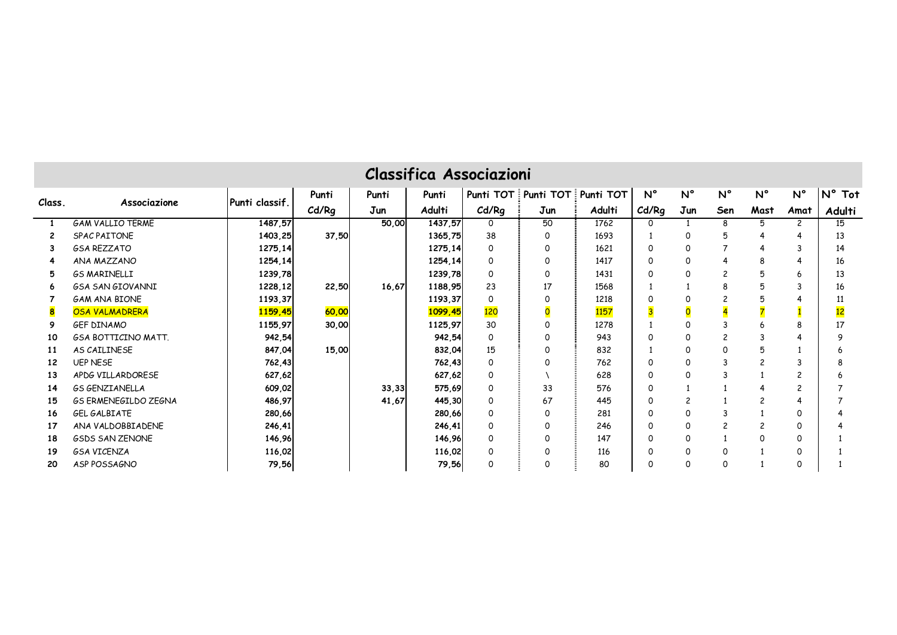## Classifica Associazioni

| Class. | Associazione | Punti classif. | Punti Cd/Rg | Punti Jun | Punti Adulti | Punti TOT Cd/Rg | Punti TOT Jun | Punti TOT Adulti | N° Cd/Rg | N° Jun | N° Sen | N° Mast | N° Amat | N° Tot Adulti |
|---|---|---|---|---|---|---|---|---|---|---|---|---|---|---|
| 1 | GAM VALLIO TERME | 1487,57 | | 50,00 | 1437,57 | 0 | 50 | 1762 | 0 | 1 | 8 | 5 | 2 | 15 |
| 2 | SPAC PAITONE | 1403,25 | 37,50 | | 1365,75 | 38 | 0 | 1693 | 1 | 0 | 5 | 4 | 4 | 13 |
| 3 | GSA REZZATO | 1275,14 | | | 1275,14 | 0 | 0 | 1621 | 0 | 0 | 7 | 4 | 3 | 14 |
| 4 | ANA MAZZANO | 1254,14 | | | 1254,14 | 0 | 0 | 1417 | 0 | 0 | 4 | 8 | 4 | 16 |
| 5 | GS MARINELLI | 1239,78 | | | 1239,78 | 0 | 0 | 1431 | 0 | 0 | 2 | 5 | 6 | 13 |
| 6 | GSA SAN GIOVANNI | 1228,12 | 22,50 | 16,67 | 1188,95 | 23 | 17 | 1568 | 1 | 1 | 8 | 5 | 3 | 16 |
| 7 | GAM ANA BIONE | 1193,37 | | | 1193,37 | 0 | 0 | 1218 | 0 | 0 | 2 | 5 | 4 | 11 |
| 8 | OSA VALMADRERA | 1159,45 | 60,00 | | 1099,45 | 120 | 0 | 1157 | 3 | 0 | 4 | 7 | 1 | 12 |
| 9 | GEF DINAMO | 1155,97 | 30,00 | | 1125,97 | 30 | 0 | 1278 | 1 | 0 | 3 | 6 | 8 | 17 |
| 10 | GSA BOTTICINO MATT. | 942,54 | | | 942,54 | 0 | 0 | 943 | 0 | 0 | 2 | 3 | 4 | 9 |
| 11 | AS CAILINESE | 847,04 | 15,00 | | 832,04 | 15 | 0 | 832 | 1 | 0 | 0 | 5 | 1 | 6 |
| 12 | UEP NESE | 762,43 | | | 762,43 | 0 | 0 | 762 | 0 | 0 | 3 | 2 | 3 | 8 |
| 13 | APDG VILLARDORESE | 627,62 | | | 627,62 | 0 | \ | 628 | 0 | 0 | 3 | 1 | 2 | 6 |
| 14 | GS GENZIANELLA | 609,02 | | 33,33 | 575,69 | 0 | 33 | 576 | 0 | 1 | 1 | 4 | 2 | 7 |
| 15 | GS ERMENEGILDO ZEGNA | 486,97 | | 41,67 | 445,30 | 0 | 67 | 445 | 0 | 2 | 1 | 2 | 4 | 7 |
| 16 | GEL GALBIATE | 280,66 | | | 280,66 | 0 | 0 | 281 | 0 | 0 | 3 | 1 | 0 | 4 |
| 17 | ANA VALDOBBIADENE | 246,41 | | | 246,41 | 0 | 0 | 246 | 0 | 0 | 2 | 2 | 0 | 4 |
| 18 | GSDS SAN ZENONE | 146,96 | | | 146,96 | 0 | 0 | 147 | 0 | 0 | 1 | 0 | 0 | 1 |
| 19 | GSA VICENZA | 116,02 | | | 116,02 | 0 | 0 | 116 | 0 | 0 | 0 | 1 | 0 | 1 |
| 20 | ASP POSSAGNO | 79,56 | | | 79,56 | 0 | 0 | 80 | 0 | 0 | 0 | 1 | 0 | 1 |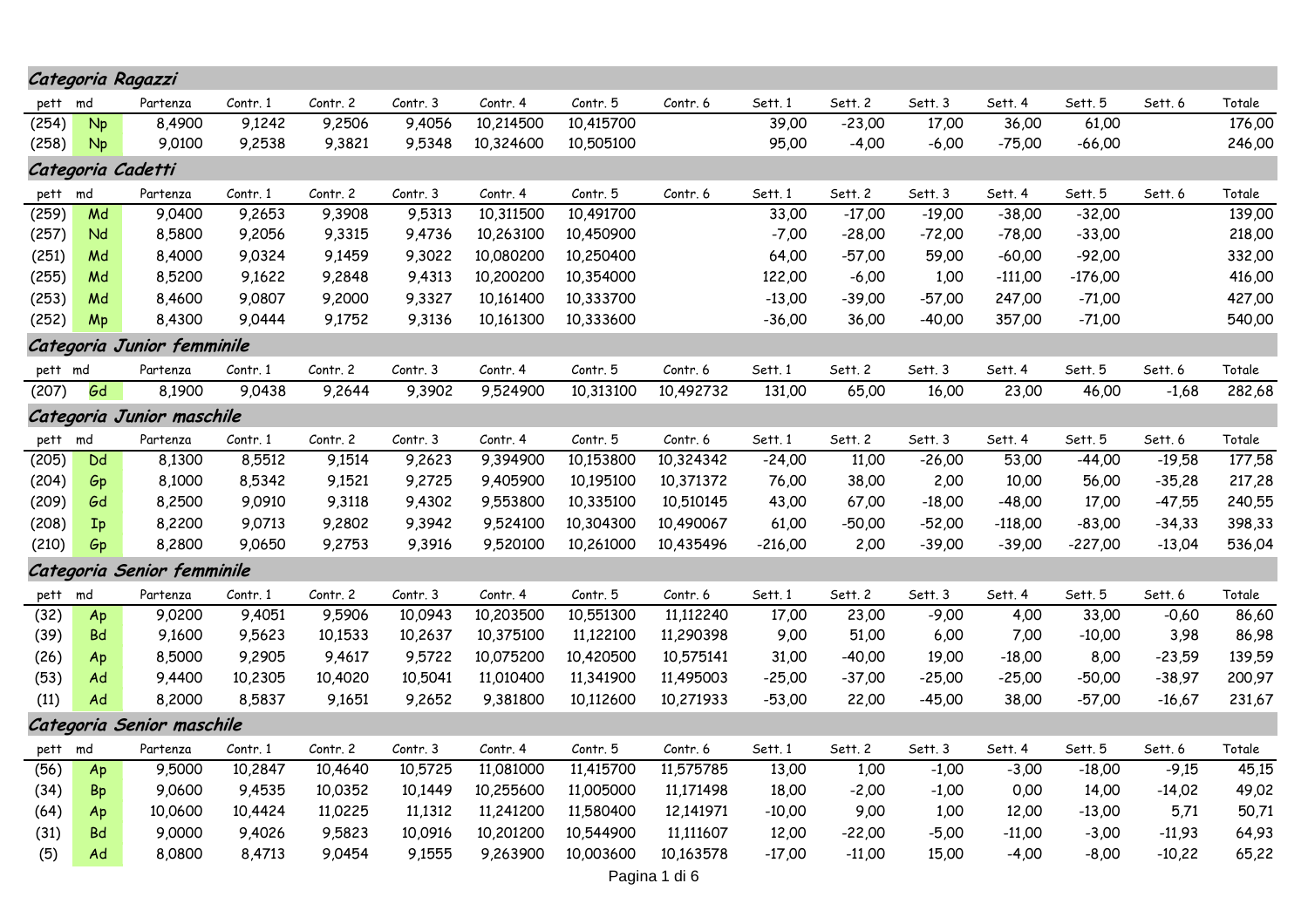### Categoria Ragazzi

| pett | md | Partenza | Contr. 1 | Contr. 2 | Contr. 3 | Contr. 4 | Contr. 5 | Contr. 6 | Sett. 1 | Sett. 2 | Sett. 3 | Sett. 4 | Sett. 5 | Sett. 6 | Totale |
|---|---|---|---|---|---|---|---|---|---|---|---|---|---|---|---|
| (254) | Np | 8,4900 | 9,1242 | 9,2506 | 9,4056 | 10,214500 | 10,415700 | | 39,00 | -23,00 | 17,00 | 36,00 | 61,00 | | 176,00 |
| (258) | Np | 9,0100 | 9,2538 | 9,3821 | 9,5348 | 10,324600 | 10,505100 | | 95,00 | -4,00 | -6,00 | -75,00 | -66,00 | | 246,00 |

### Categoria Cadetti

| pett | md | Partenza | Contr. 1 | Contr. 2 | Contr. 3 | Contr. 4 | Contr. 5 | Contr. 6 | Sett. 1 | Sett. 2 | Sett. 3 | Sett. 4 | Sett. 5 | Sett. 6 | Totale |
|---|---|---|---|---|---|---|---|---|---|---|---|---|---|---|---|
| (259) | Md | 9,0400 | 9,2653 | 9,3908 | 9,5313 | 10,311500 | 10,491700 | | 33,00 | -17,00 | -19,00 | -38,00 | -32,00 | | 139,00 |
| (257) | Nd | 8,5800 | 9,2056 | 9,3315 | 9,4736 | 10,263100 | 10,450900 | | -7,00 | -28,00 | -72,00 | -78,00 | -33,00 | | 218,00 |
| (251) | Md | 8,4000 | 9,0324 | 9,1459 | 9,3022 | 10,080200 | 10,250400 | | 64,00 | -57,00 | 59,00 | -60,00 | -92,00 | | 332,00 |
| (255) | Md | 8,5200 | 9,1622 | 9,2848 | 9,4313 | 10,200200 | 10,354000 | | 122,00 | -6,00 | 1,00 | -111,00 | -176,00 | | 416,00 |
| (253) | Md | 8,4600 | 9,0807 | 9,2000 | 9,3327 | 10,161400 | 10,333700 | | -13,00 | -39,00 | -57,00 | 247,00 | -71,00 | | 427,00 |
| (252) | Mp | 8,4300 | 9,0444 | 9,1752 | 9,3136 | 10,161300 | 10,333600 | | -36,00 | 36,00 | -40,00 | 357,00 | -71,00 | | 540,00 |

### Categoria Junior femminile

| pett | md | Partenza | Contr. 1 | Contr. 2 | Contr. 3 | Contr. 4 | Contr. 5 | Contr. 6 | Sett. 1 | Sett. 2 | Sett. 3 | Sett. 4 | Sett. 5 | Sett. 6 | Totale |
|---|---|---|---|---|---|---|---|---|---|---|---|---|---|---|---|
| (207) | Gd | 8,1900 | 9,0438 | 9,2644 | 9,3902 | 9,524900 | 10,313100 | 10,492732 | 131,00 | 65,00 | 16,00 | 23,00 | 46,00 | -1,68 | 282,68 |

### Categoria Junior maschile

| pett | md | Partenza | Contr. 1 | Contr. 2 | Contr. 3 | Contr. 4 | Contr. 5 | Contr. 6 | Sett. 1 | Sett. 2 | Sett. 3 | Sett. 4 | Sett. 5 | Sett. 6 | Totale |
|---|---|---|---|---|---|---|---|---|---|---|---|---|---|---|---|
| (205) | Dd | 8,1300 | 8,5512 | 9,1514 | 9,2623 | 9,394900 | 10,153800 | 10,324342 | -24,00 | 11,00 | -26,00 | 53,00 | -44,00 | -19,58 | 177,58 |
| (204) | Gp | 8,1000 | 8,5342 | 9,1521 | 9,2725 | 9,405900 | 10,195100 | 10,371372 | 76,00 | 38,00 | 2,00 | 10,00 | 56,00 | -35,28 | 217,28 |
| (209) | Gd | 8,2500 | 9,0910 | 9,3118 | 9,4302 | 9,553800 | 10,335100 | 10,510145 | 43,00 | 67,00 | -18,00 | -48,00 | 17,00 | -47,55 | 240,55 |
| (208) | Ip | 8,2200 | 9,0713 | 9,2802 | 9,3942 | 9,524100 | 10,304300 | 10,490067 | 61,00 | -50,00 | -52,00 | -118,00 | -83,00 | -34,33 | 398,33 |
| (210) | Gp | 8,2800 | 9,0650 | 9,2753 | 9,3916 | 9,520100 | 10,261000 | 10,435496 | -216,00 | 2,00 | -39,00 | -39,00 | -227,00 | -13,04 | 536,04 |

### Categoria Senior femminile

| pett | md | Partenza | Contr. 1 | Contr. 2 | Contr. 3 | Contr. 4 | Contr. 5 | Contr. 6 | Sett. 1 | Sett. 2 | Sett. 3 | Sett. 4 | Sett. 5 | Sett. 6 | Totale |
|---|---|---|---|---|---|---|---|---|---|---|---|---|---|---|---|
| (32) | Ap | 9,0200 | 9,4051 | 9,5906 | 10,0943 | 10,203500 | 10,551300 | 11,112240 | 17,00 | 23,00 | -9,00 | 4,00 | 33,00 | -0,60 | 86,60 |
| (39) | Bd | 9,1600 | 9,5623 | 10,1533 | 10,2637 | 10,375100 | 11,122100 | 11,290398 | 9,00 | 51,00 | 6,00 | 7,00 | -10,00 | 3,98 | 86,98 |
| (26) | Ap | 8,5000 | 9,2905 | 9,4617 | 9,5722 | 10,075200 | 10,420500 | 10,575141 | 31,00 | -40,00 | 19,00 | -18,00 | 8,00 | -23,59 | 139,59 |
| (53) | Ad | 9,4400 | 10,2305 | 10,4020 | 10,5041 | 11,010400 | 11,341900 | 11,495003 | -25,00 | -37,00 | -25,00 | -25,00 | -50,00 | -38,97 | 200,97 |
| (11) | Ad | 8,2000 | 8,5837 | 9,1651 | 9,2652 | 9,381800 | 10,112600 | 10,271933 | -53,00 | 22,00 | -45,00 | 38,00 | -57,00 | -16,67 | 231,67 |

### Categoria Senior maschile

| pett | md | Partenza | Contr. 1 | Contr. 2 | Contr. 3 | Contr. 4 | Contr. 5 | Contr. 6 | Sett. 1 | Sett. 2 | Sett. 3 | Sett. 4 | Sett. 5 | Sett. 6 | Totale |
|---|---|---|---|---|---|---|---|---|---|---|---|---|---|---|---|
| (56) | Ap | 9,5000 | 10,2847 | 10,4640 | 10,5725 | 11,081000 | 11,415700 | 11,575785 | 13,00 | 1,00 | -1,00 | -3,00 | -18,00 | -9,15 | 45,15 |
| (34) | Bp | 9,0600 | 9,4535 | 10,0352 | 10,1449 | 10,255600 | 11,005000 | 11,171498 | 18,00 | -2,00 | -1,00 | 0,00 | 14,00 | -14,02 | 49,02 |
| (64) | Ap | 10,0600 | 10,4424 | 11,0225 | 11,1312 | 11,241200 | 11,580400 | 12,141971 | -10,00 | 9,00 | 1,00 | 12,00 | -13,00 | 5,71 | 50,71 |
| (31) | Bd | 9,0000 | 9,4026 | 9,5823 | 10,0916 | 10,201200 | 10,544900 | 11,111607 | 12,00 | -22,00 | -5,00 | -11,00 | -3,00 | -11,93 | 64,93 |
| (5) | Ad | 8,0800 | 8,4713 | 9,0454 | 9,1555 | 9,263900 | 10,003600 | 10,163578 | -17,00 | -11,00 | 15,00 | -4,00 | -8,00 | -10,22 | 65,22 |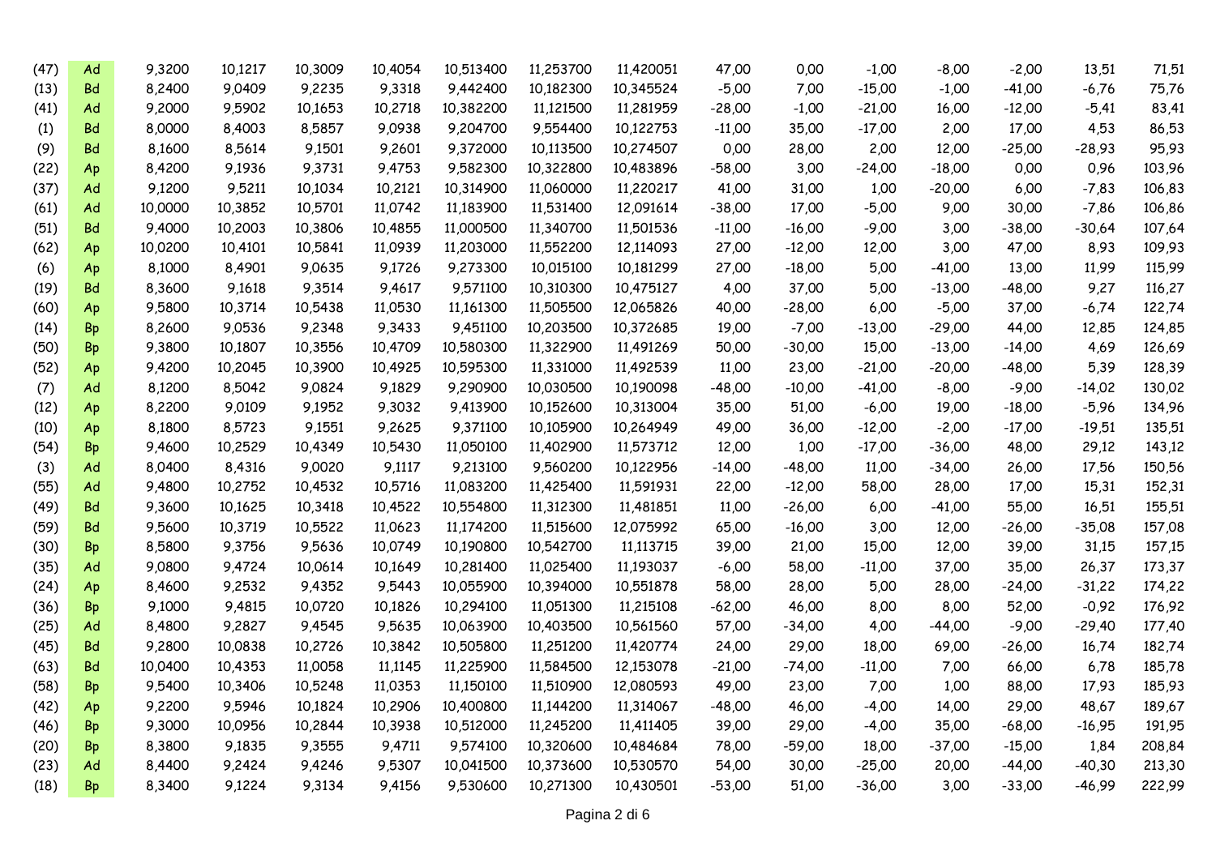| | | | | | | | | | | | | | | | |
|---|---|---|---|---|---|---|---|---|---|---|---|---|---|---|---|
| (47) | Ad | 9,3200 | 10,1217 | 10,3009 | 10,4054 | 10,513400 | 11,253700 | 11,420051 | 47,00 | 0,00 | -1,00 | -8,00 | -2,00 | 13,51 | 71,51 |
| (13) | Bd | 8,2400 | 9,0409 | 9,2235 | 9,3318 | 9,442400 | 10,182300 | 10,345524 | -5,00 | 7,00 | -15,00 | -1,00 | -41,00 | -6,76 | 75,76 |
| (41) | Ad | 9,2000 | 9,5902 | 10,1653 | 10,2718 | 10,382200 | 11,121500 | 11,281959 | -28,00 | -1,00 | -21,00 | 16,00 | -12,00 | -5,41 | 83,41 |
| (1) | Bd | 8,0000 | 8,4003 | 8,5857 | 9,0938 | 9,204700 | 9,554400 | 10,122753 | -11,00 | 35,00 | -17,00 | 2,00 | 17,00 | 4,53 | 86,53 |
| (9) | Bd | 8,1600 | 8,5614 | 9,1501 | 9,2601 | 9,372000 | 10,113500 | 10,274507 | 0,00 | 28,00 | 2,00 | 12,00 | -25,00 | -28,93 | 95,93 |
| (22) | Ap | 8,4200 | 9,1936 | 9,3731 | 9,4753 | 9,582300 | 10,322800 | 10,483896 | -58,00 | 3,00 | -24,00 | -18,00 | 0,00 | 0,96 | 103,96 |
| (37) | Ad | 9,1200 | 9,5211 | 10,1034 | 10,2121 | 10,314900 | 11,060000 | 11,220217 | 41,00 | 31,00 | 1,00 | -20,00 | 6,00 | -7,83 | 106,83 |
| (61) | Ad | 10,0000 | 10,3852 | 10,5701 | 11,0742 | 11,183900 | 11,531400 | 12,091614 | -38,00 | 17,00 | -5,00 | 9,00 | 30,00 | -7,86 | 106,86 |
| (51) | Bd | 9,4000 | 10,2003 | 10,3806 | 10,4855 | 11,000500 | 11,340700 | 11,501536 | -11,00 | -16,00 | -9,00 | 3,00 | -38,00 | -30,64 | 107,64 |
| (62) | Ap | 10,0200 | 10,4101 | 10,5841 | 11,0939 | 11,203000 | 11,552200 | 12,114093 | 27,00 | -12,00 | 12,00 | 3,00 | 47,00 | 8,93 | 109,93 |
| (6) | Ap | 8,1000 | 8,4901 | 9,0635 | 9,1726 | 9,273300 | 10,015100 | 10,181299 | 27,00 | -18,00 | 5,00 | -41,00 | 13,00 | 11,99 | 115,99 |
| (19) | Bd | 8,3600 | 9,1618 | 9,3514 | 9,4617 | 9,571100 | 10,310300 | 10,475127 | 4,00 | 37,00 | 5,00 | -13,00 | -48,00 | 9,27 | 116,27 |
| (60) | Ap | 9,5800 | 10,3714 | 10,5438 | 11,0530 | 11,161300 | 11,505500 | 12,065826 | 40,00 | -28,00 | 6,00 | -5,00 | 37,00 | -6,74 | 122,74 |
| (14) | Bp | 8,2600 | 9,0536 | 9,2348 | 9,3433 | 9,451100 | 10,203500 | 10,372685 | 19,00 | -7,00 | -13,00 | -29,00 | 44,00 | 12,85 | 124,85 |
| (50) | Bp | 9,3800 | 10,1807 | 10,3556 | 10,4709 | 10,580300 | 11,322900 | 11,491269 | 50,00 | -30,00 | 15,00 | -13,00 | -14,00 | 4,69 | 126,69 |
| (52) | Ap | 9,4200 | 10,2045 | 10,3900 | 10,4925 | 10,595300 | 11,331000 | 11,492539 | 11,00 | 23,00 | -21,00 | -20,00 | -48,00 | 5,39 | 128,39 |
| (7) | Ad | 8,1200 | 8,5042 | 9,0824 | 9,1829 | 9,290900 | 10,030500 | 10,190098 | -48,00 | -10,00 | -41,00 | -8,00 | -9,00 | -14,02 | 130,02 |
| (12) | Ap | 8,2200 | 9,0109 | 9,1952 | 9,3032 | 9,413900 | 10,152600 | 10,313004 | 35,00 | 51,00 | -6,00 | 19,00 | -18,00 | -5,96 | 134,96 |
| (10) | Ap | 8,1800 | 8,5723 | 9,1551 | 9,2625 | 9,371100 | 10,105900 | 10,264949 | 49,00 | 36,00 | -12,00 | -2,00 | -17,00 | -19,51 | 135,51 |
| (54) | Bp | 9,4600 | 10,2529 | 10,4349 | 10,5430 | 11,050100 | 11,402900 | 11,573712 | 12,00 | 1,00 | -17,00 | -36,00 | 48,00 | 29,12 | 143,12 |
| (3) | Ad | 8,0400 | 8,4316 | 9,0020 | 9,1117 | 9,213100 | 9,560200 | 10,122956 | -14,00 | -48,00 | 11,00 | -34,00 | 26,00 | 17,56 | 150,56 |
| (55) | Ad | 9,4800 | 10,2752 | 10,4532 | 10,5716 | 11,083200 | 11,425400 | 11,591931 | 22,00 | -12,00 | 58,00 | 28,00 | 17,00 | 15,31 | 152,31 |
| (49) | Bd | 9,3600 | 10,1625 | 10,3418 | 10,4522 | 10,554800 | 11,312300 | 11,481851 | 11,00 | -26,00 | 6,00 | -41,00 | 55,00 | 16,51 | 155,51 |
| (59) | Bd | 9,5600 | 10,3719 | 10,5522 | 11,0623 | 11,174200 | 11,515600 | 12,075992 | 65,00 | -16,00 | 3,00 | 12,00 | -26,00 | -35,08 | 157,08 |
| (30) | Bp | 8,5800 | 9,3756 | 9,5636 | 10,0749 | 10,190800 | 10,542700 | 11,113715 | 39,00 | 21,00 | 15,00 | 12,00 | 39,00 | 31,15 | 157,15 |
| (35) | Ad | 9,0800 | 9,4724 | 10,0614 | 10,1649 | 10,281400 | 11,025400 | 11,193037 | -6,00 | 58,00 | -11,00 | 37,00 | 35,00 | 26,37 | 173,37 |
| (24) | Ap | 8,4600 | 9,2532 | 9,4352 | 9,5443 | 10,055900 | 10,394000 | 10,551878 | 58,00 | 28,00 | 5,00 | 28,00 | -24,00 | -31,22 | 174,22 |
| (36) | Bp | 9,1000 | 9,4815 | 10,0720 | 10,1826 | 10,294100 | 11,051300 | 11,215108 | -62,00 | 46,00 | 8,00 | 8,00 | 52,00 | -0,92 | 176,92 |
| (25) | Ad | 8,4800 | 9,2827 | 9,4545 | 9,5635 | 10,063900 | 10,403500 | 10,561560 | 57,00 | -34,00 | 4,00 | -44,00 | -9,00 | -29,40 | 177,40 |
| (45) | Bd | 9,2800 | 10,0838 | 10,2726 | 10,3842 | 10,505800 | 11,251200 | 11,420774 | 24,00 | 29,00 | 18,00 | 69,00 | -26,00 | 16,74 | 182,74 |
| (63) | Bd | 10,0400 | 10,4353 | 11,0058 | 11,1145 | 11,225900 | 11,584500 | 12,153078 | -21,00 | -74,00 | -11,00 | 7,00 | 66,00 | 6,78 | 185,78 |
| (58) | Bp | 9,5400 | 10,3406 | 10,5248 | 11,0353 | 11,150100 | 11,510900 | 12,080593 | 49,00 | 23,00 | 7,00 | 1,00 | 88,00 | 17,93 | 185,93 |
| (42) | Ap | 9,2200 | 9,5946 | 10,1824 | 10,2906 | 10,400800 | 11,144200 | 11,314067 | -48,00 | 46,00 | -4,00 | 14,00 | 29,00 | 48,67 | 189,67 |
| (46) | Bp | 9,3000 | 10,0956 | 10,2844 | 10,3938 | 10,512000 | 11,245200 | 11,411405 | 39,00 | 29,00 | -4,00 | 35,00 | -68,00 | -16,95 | 191,95 |
| (20) | Bp | 8,3800 | 9,1835 | 9,3555 | 9,4711 | 9,574100 | 10,320600 | 10,484684 | 78,00 | -59,00 | 18,00 | -37,00 | -15,00 | 1,84 | 208,84 |
| (23) | Ad | 8,4400 | 9,2424 | 9,4246 | 9,5307 | 10,041500 | 10,373600 | 10,530570 | 54,00 | 30,00 | -25,00 | 20,00 | -44,00 | -40,30 | 213,30 |
| (18) | Bp | 8,3400 | 9,1224 | 9,3134 | 9,4156 | 9,530600 | 10,271300 | 10,430501 | -53,00 | 51,00 | -36,00 | 3,00 | -33,00 | -46,99 | 222,99 |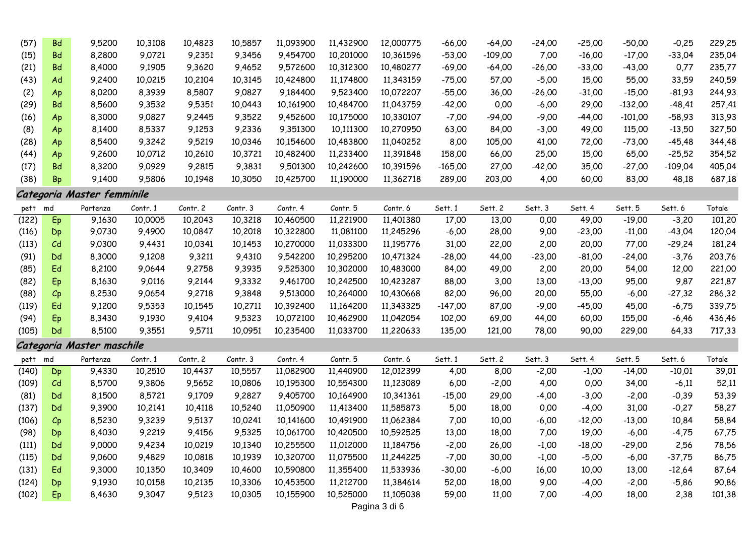| pett | md | Partenza | Contr. 1 | Contr. 2 | Contr. 3 | Contr. 4 | Contr. 5 | Contr. 6 | Sett. 1 | Sett. 2 | Sett. 3 | Sett. 4 | Sett. 5 | Sett. 6 | Totale |
|---|---|---|---|---|---|---|---|---|---|---|---|---|---|---|---|
| (57) | Bd | 9,5200 | 10,3108 | 10,4823 | 10,5857 | 11,093900 | 11,432900 | 12,000775 | -66,00 | -64,00 | -24,00 | -25,00 | -50,00 | -0,25 | 229,25 |
| (15) | Bd | 8,2800 | 9,0721 | 9,2351 | 9,3456 | 9,454700 | 10,201000 | 10,361596 | -53,00 | -109,00 | 7,00 | -16,00 | -17,00 | -33,04 | 235,04 |
| (21) | Bd | 8,4000 | 9,1905 | 9,3620 | 9,4652 | 9,572600 | 10,312300 | 10,480277 | -69,00 | -64,00 | -26,00 | -33,00 | -43,00 | 0,77 | 235,77 |
| (43) | Ad | 9,2400 | 10,0215 | 10,2104 | 10,3145 | 10,424800 | 11,174800 | 11,343159 | -75,00 | 57,00 | -5,00 | 15,00 | 55,00 | 33,59 | 240,59 |
| (2) | Ap | 8,0200 | 8,3939 | 8,5807 | 9,0827 | 9,184400 | 9,523400 | 10,072207 | -55,00 | 36,00 | -26,00 | -31,00 | -15,00 | -81,93 | 244,93 |
| (29) | Bd | 8,5600 | 9,3532 | 9,5351 | 10,0443 | 10,161900 | 10,484700 | 11,043759 | -42,00 | 0,00 | -6,00 | 29,00 | -132,00 | -48,41 | 257,41 |
| (16) | Ap | 8,3000 | 9,0827 | 9,2445 | 9,3522 | 9,452600 | 10,175000 | 10,330107 | -7,00 | -94,00 | -9,00 | -44,00 | -101,00 | -58,93 | 313,93 |
| (8) | Ap | 8,1400 | 8,5337 | 9,1253 | 9,2336 | 9,351300 | 10,111300 | 10,270950 | 63,00 | 84,00 | -3,00 | 49,00 | 115,00 | -13,50 | 327,50 |
| (28) | Ap | 8,5400 | 9,3242 | 9,5219 | 10,0346 | 10,154600 | 10,483800 | 11,040252 | 8,00 | 105,00 | 41,00 | 72,00 | -73,00 | -45,48 | 344,48 |
| (44) | Ap | 9,2600 | 10,0712 | 10,2610 | 10,3721 | 10,482400 | 11,233400 | 11,391848 | 158,00 | 66,00 | 25,00 | 15,00 | 65,00 | -25,52 | 354,52 |
| (17) | Bd | 8,3200 | 9,0929 | 9,2815 | 9,3831 | 9,501300 | 10,242600 | 10,391596 | -165,00 | 27,00 | -42,00 | 35,00 | -27,00 | -109,04 | 405,04 |
| (38) | Bp | 9,1400 | 9,5806 | 10,1948 | 10,3050 | 10,425700 | 11,190000 | 11,362718 | 289,00 | 203,00 | 4,00 | 60,00 | 83,00 | 48,18 | 687,18 |

***Categoria Master femminile***

| pett | md | Partenza | Contr. 1 | Contr. 2 | Contr. 3 | Contr. 4 | Contr. 5 | Contr. 6 | Sett. 1 | Sett. 2 | Sett. 3 | Sett. 4 | Sett. 5 | Sett. 6 | Totale |
|---|---|---|---|---|---|---|---|---|---|---|---|---|---|---|---|
| (122) | Ep | 9,1630 | 10,0005 | 10,2043 | 10,3218 | 10,460500 | 11,221900 | 11,401380 | 17,00 | 13,00 | 0,00 | 49,00 | -19,00 | -3,20 | 101,20 |
| (116) | Dp | 9,0730 | 9,4900 | 10,0847 | 10,2018 | 10,322800 | 11,081100 | 11,245296 | -6,00 | 28,00 | 9,00 | -23,00 | -11,00 | -43,04 | 120,04 |
| (113) | Cd | 9,0300 | 9,4431 | 10,0341 | 10,1453 | 10,270000 | 11,033300 | 11,195776 | 31,00 | 22,00 | 2,00 | 20,00 | 77,00 | -29,24 | 181,24 |
| (91) | Dd | 8,3000 | 9,1208 | 9,3211 | 9,4310 | 9,542200 | 10,295200 | 10,471324 | -28,00 | 44,00 | -23,00 | -81,00 | -24,00 | -3,76 | 203,76 |
| (85) | Ed | 8,2100 | 9,0644 | 9,2758 | 9,3935 | 9,525300 | 10,302000 | 10,483000 | 84,00 | 49,00 | 2,00 | 20,00 | 54,00 | 12,00 | 221,00 |
| (82) | Ep | 8,1630 | 9,0116 | 9,2144 | 9,3332 | 9,461700 | 10,242500 | 10,423287 | 88,00 | 3,00 | 13,00 | -13,00 | 95,00 | 9,87 | 221,87 |
| (88) | Cp | 8,2530 | 9,0654 | 9,2718 | 9,3848 | 9,513000 | 10,264000 | 10,430668 | 82,00 | 96,00 | 20,00 | 55,00 | -6,00 | -27,32 | 286,32 |
| (119) | Ed | 9,1200 | 9,5353 | 10,1545 | 10,2711 | 10,392400 | 11,164200 | 11,343325 | -147,00 | 87,00 | -9,00 | -45,00 | 45,00 | -6,75 | 339,75 |
| (94) | Ep | 8,3430 | 9,1930 | 9,4104 | 9,5323 | 10,072100 | 10,462900 | 11,042054 | 102,00 | 69,00 | 44,00 | 60,00 | 155,00 | -6,46 | 436,46 |
| (105) | Dd | 8,5100 | 9,3551 | 9,5711 | 10,0951 | 10,235400 | 11,033700 | 11,220633 | 135,00 | 121,00 | 78,00 | 90,00 | 229,00 | 64,33 | 717,33 |

***Categoria Master maschile***

| pett | md | Partenza | Contr. 1 | Contr. 2 | Contr. 3 | Contr. 4 | Contr. 5 | Contr. 6 | Sett. 1 | Sett. 2 | Sett. 3 | Sett. 4 | Sett. 5 | Sett. 6 | Totale |
|---|---|---|---|---|---|---|---|---|---|---|---|---|---|---|---|
| (140) | Dp | 9,4330 | 10,2510 | 10,4437 | 10,5557 | 11,082900 | 11,440900 | 12,012399 | 4,00 | 8,00 | -2,00 | -1,00 | -14,00 | -10,01 | 39,01 |
| (109) | Cd | 8,5700 | 9,3806 | 9,5652 | 10,0806 | 10,195300 | 10,554300 | 11,123089 | 6,00 | -2,00 | 4,00 | 0,00 | 34,00 | -6,11 | 52,11 |
| (81) | Dd | 8,1500 | 8,5721 | 9,1709 | 9,2827 | 9,405700 | 10,164900 | 10,341361 | -15,00 | 29,00 | -4,00 | -3,00 | -2,00 | -0,39 | 53,39 |
| (137) | Dd | 9,3900 | 10,2141 | 10,4118 | 10,5240 | 11,050900 | 11,413400 | 11,585873 | 5,00 | 18,00 | 0,00 | -4,00 | 31,00 | -0,27 | 58,27 |
| (106) | Cp | 8,5230 | 9,3239 | 9,5137 | 10,0241 | 10,141600 | 10,491900 | 11,062384 | 7,00 | 10,00 | -6,00 | -12,00 | -13,00 | 10,84 | 58,84 |
| (98) | Dp | 8,4030 | 9,2219 | 9,4156 | 9,5325 | 10,061700 | 10,420500 | 10,592525 | 13,00 | 18,00 | 7,00 | 19,00 | -6,00 | -4,75 | 67,75 |
| (111) | Dd | 9,0000 | 9,4234 | 10,0219 | 10,1340 | 10,255500 | 11,012000 | 11,184756 | -2,00 | 26,00 | -1,00 | -18,00 | -29,00 | 2,56 | 78,56 |
| (115) | Dd | 9,0600 | 9,4829 | 10,0818 | 10,1939 | 10,320700 | 11,075500 | 11,244225 | -7,00 | 30,00 | -1,00 | -5,00 | -6,00 | -37,75 | 86,75 |
| (131) | Ed | 9,3000 | 10,1350 | 10,3409 | 10,4600 | 10,590800 | 11,355400 | 11,533936 | -30,00 | -6,00 | 16,00 | 10,00 | 13,00 | -12,64 | 87,64 |
| (124) | Dp | 9,1930 | 10,0158 | 10,2135 | 10,3306 | 10,453500 | 11,212700 | 11,384614 | 52,00 | 18,00 | 9,00 | -4,00 | -2,00 | -5,86 | 90,86 |
| (102) | Ep | 8,4630 | 9,3047 | 9,5123 | 10,0305 | 10,155900 | 10,525000 | 11,105038 | 59,00 | 11,00 | 7,00 | -4,00 | 18,00 | 2,38 | 101,38 |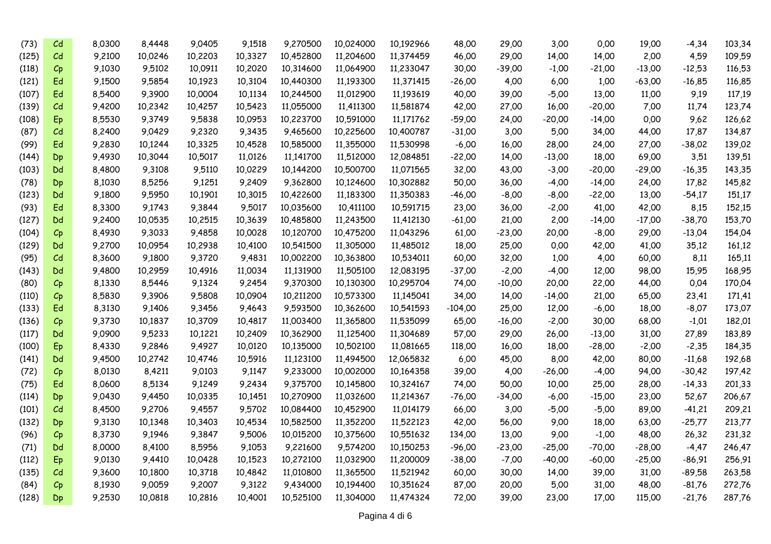| | | | | | | | | | | | | | | | |
|---|---|---|---|---|---|---|---|---|---|---|---|---|---|---|---|
| (73) | Cd | 8,0300 | 8,4448 | 9,0405 | 9,1518 | 9,270500 | 10,024000 | 10,192966 | 48,00 | 29,00 | 3,00 | 0,00 | 19,00 | -4,34 | 103,34 |
| (125) | Cd | 9,2100 | 10,0246 | 10,2203 | 10,3327 | 10,452800 | 11,204600 | 11,374459 | 46,00 | 29,00 | 14,00 | 14,00 | 2,00 | 4,59 | 109,59 |
| (118) | Cp | 9,1030 | 9,5102 | 10,0911 | 10,2020 | 10,314600 | 11,064900 | 11,233047 | 30,00 | -39,00 | -1,00 | -21,00 | -13,00 | -12,53 | 116,53 |
| (121) | Ed | 9,1500 | 9,5854 | 10,1923 | 10,3104 | 10,440300 | 11,193300 | 11,371415 | -26,00 | 4,00 | 6,00 | 1,00 | -63,00 | -16,85 | 116,85 |
| (107) | Ed | 8,5400 | 9,3900 | 10,0004 | 10,1134 | 10,244500 | 11,012900 | 11,193619 | 40,00 | 39,00 | -5,00 | 13,00 | 11,00 | 9,19 | 117,19 |
| (139) | Cd | 9,4200 | 10,2342 | 10,4257 | 10,5423 | 11,055000 | 11,411300 | 11,581874 | 42,00 | 27,00 | 16,00 | -20,00 | 7,00 | 11,74 | 123,74 |
| (108) | Ep | 8,5530 | 9,3749 | 9,5838 | 10,0953 | 10,223700 | 10,591000 | 11,171762 | -59,00 | 24,00 | -20,00 | -14,00 | 0,00 | 9,62 | 126,62 |
| (87) | Cd | 8,2400 | 9,0429 | 9,2320 | 9,3435 | 9,465600 | 10,225600 | 10,400787 | -31,00 | 3,00 | 5,00 | 34,00 | 44,00 | 17,87 | 134,87 |
| (99) | Ed | 9,2830 | 10,1244 | 10,3325 | 10,4528 | 10,585000 | 11,355000 | 11,530998 | -6,00 | 16,00 | 28,00 | 24,00 | 27,00 | -38,02 | 139,02 |
| (144) | Dp | 9,4930 | 10,3044 | 10,5017 | 11,0126 | 11,141700 | 11,512000 | 12,084851 | -22,00 | 14,00 | -13,00 | 18,00 | 69,00 | 3,51 | 139,51 |
| (103) | Dd | 8,4800 | 9,3108 | 9,5110 | 10,0229 | 10,144200 | 10,500700 | 11,071565 | 32,00 | 43,00 | -3,00 | -20,00 | -29,00 | -16,35 | 143,35 |
| (78) | Dp | 8,1030 | 8,5256 | 9,1251 | 9,2409 | 9,362800 | 10,124600 | 10,302882 | 50,00 | 36,00 | -4,00 | -14,00 | 24,00 | 17,82 | 145,82 |
| (123) | Dd | 9,1800 | 9,5950 | 10,1901 | 10,3015 | 10,422600 | 11,183300 | 11,350383 | -46,00 | -8,00 | -8,00 | -22,00 | 13,00 | -54,17 | 151,17 |
| (93) | Ed | 8,3300 | 9,1743 | 9,3844 | 9,5017 | 10,035600 | 10,411100 | 10,591715 | 23,00 | 36,00 | -2,00 | 41,00 | 42,00 | 8,15 | 152,15 |
| (127) | Dd | 9,2400 | 10,0535 | 10,2515 | 10,3639 | 10,485800 | 11,243500 | 11,412130 | -61,00 | 21,00 | 2,00 | -14,00 | -17,00 | -38,70 | 153,70 |
| (104) | Cp | 8,4930 | 9,3033 | 9,4858 | 10,0028 | 10,120700 | 10,475200 | 11,043296 | 61,00 | -23,00 | 20,00 | -8,00 | 29,00 | -13,04 | 154,04 |
| (129) | Dd | 9,2700 | 10,0954 | 10,2938 | 10,4100 | 10,541500 | 11,305000 | 11,485012 | 18,00 | 25,00 | 0,00 | 42,00 | 41,00 | 35,12 | 161,12 |
| (95) | Cd | 8,3600 | 9,1800 | 9,3720 | 9,4831 | 10,002200 | 10,363800 | 10,534011 | 60,00 | 32,00 | 1,00 | 4,00 | 60,00 | 8,11 | 165,11 |
| (143) | Dd | 9,4800 | 10,2959 | 10,4916 | 11,0034 | 11,131900 | 11,505100 | 12,083195 | -37,00 | -2,00 | -4,00 | 12,00 | 98,00 | 15,95 | 168,95 |
| (80) | Cp | 8,1330 | 8,5446 | 9,1324 | 9,2454 | 9,370300 | 10,130300 | 10,295704 | 74,00 | -10,00 | 20,00 | 22,00 | 44,00 | 0,04 | 170,04 |
| (110) | Cp | 8,5830 | 9,3906 | 9,5808 | 10,0904 | 10,211200 | 10,573300 | 11,145041 | 34,00 | 14,00 | -14,00 | 21,00 | 65,00 | 23,41 | 171,41 |
| (133) | Ed | 8,3130 | 9,1406 | 9,3456 | 9,4643 | 9,593500 | 10,362600 | 10,541593 | -104,00 | 25,00 | 12,00 | -6,00 | 18,00 | -8,07 | 173,07 |
| (136) | Cp | 9,3730 | 10,1837 | 10,3709 | 10,4817 | 11,003400 | 11,365800 | 11,535099 | 65,00 | -16,00 | -2,00 | 30,00 | 68,00 | -1,01 | 182,01 |
| (117) | Dd | 9,0900 | 9,5233 | 10,1221 | 10,2409 | 10,362900 | 11,125400 | 11,304689 | 57,00 | 29,00 | 26,00 | -13,00 | 31,00 | 27,89 | 183,89 |
| (100) | Ep | 8,4330 | 9,2846 | 9,4927 | 10,0120 | 10,135000 | 10,502100 | 11,081665 | 118,00 | 16,00 | 18,00 | -28,00 | -2,00 | -2,35 | 184,35 |
| (141) | Dd | 9,4500 | 10,2742 | 10,4746 | 10,5916 | 11,123100 | 11,494500 | 12,065832 | 6,00 | 45,00 | 8,00 | 42,00 | 80,00 | -11,68 | 192,68 |
| (72) | Cp | 8,0130 | 8,4211 | 9,0103 | 9,1147 | 9,233000 | 10,002000 | 10,164358 | 39,00 | 4,00 | -26,00 | -4,00 | 94,00 | -30,42 | 197,42 |
| (75) | Ed | 8,0600 | 8,5134 | 9,1249 | 9,2434 | 9,375700 | 10,145800 | 10,324167 | 74,00 | 50,00 | 10,00 | 25,00 | 28,00 | -14,33 | 201,33 |
| (114) | Dp | 9,0430 | 9,4450 | 10,0335 | 10,1451 | 10,270900 | 11,032600 | 11,214367 | -76,00 | -34,00 | -6,00 | -15,00 | 23,00 | 52,67 | 206,67 |
| (101) | Cd | 8,4500 | 9,2706 | 9,4557 | 9,5702 | 10,084400 | 10,452900 | 11,014179 | 66,00 | 3,00 | -5,00 | -5,00 | 89,00 | -41,21 | 209,21 |
| (132) | Dp | 9,3130 | 10,1348 | 10,3403 | 10,4534 | 10,582500 | 11,352200 | 11,522123 | 42,00 | 56,00 | 9,00 | 18,00 | 63,00 | -25,77 | 213,77 |
| (96) | Cp | 8,3730 | 9,1946 | 9,3847 | 9,5006 | 10,015200 | 10,375600 | 10,551632 | 134,00 | 13,00 | 9,00 | -1,00 | 48,00 | 26,32 | 231,32 |
| (71) | Dd | 8,0000 | 8,4100 | 8,5956 | 9,1053 | 9,221600 | 9,574200 | 10,150253 | -96,00 | -23,00 | -25,00 | -70,00 | -28,00 | -4,47 | 246,47 |
| (112) | Ep | 9,0130 | 9,4410 | 10,0428 | 10,1523 | 10,272100 | 11,032900 | 11,200009 | -38,00 | -7,00 | -40,00 | -60,00 | -25,00 | -86,91 | 256,91 |
| (135) | Cd | 9,3600 | 10,1800 | 10,3718 | 10,4842 | 11,010800 | 11,365500 | 11,521942 | 60,00 | 30,00 | 14,00 | 39,00 | 31,00 | -89,58 | 263,58 |
| (84) | Cp | 8,1930 | 9,0059 | 9,2007 | 9,3122 | 9,434000 | 10,194400 | 10,351624 | 87,00 | 20,00 | 5,00 | 31,00 | 48,00 | -81,76 | 272,76 |
| (128) | Dp | 9,2530 | 10,0818 | 10,2816 | 10,4001 | 10,525100 | 11,304000 | 11,474324 | 72,00 | 39,00 | 23,00 | 17,00 | 115,00 | -21,76 | 287,76 |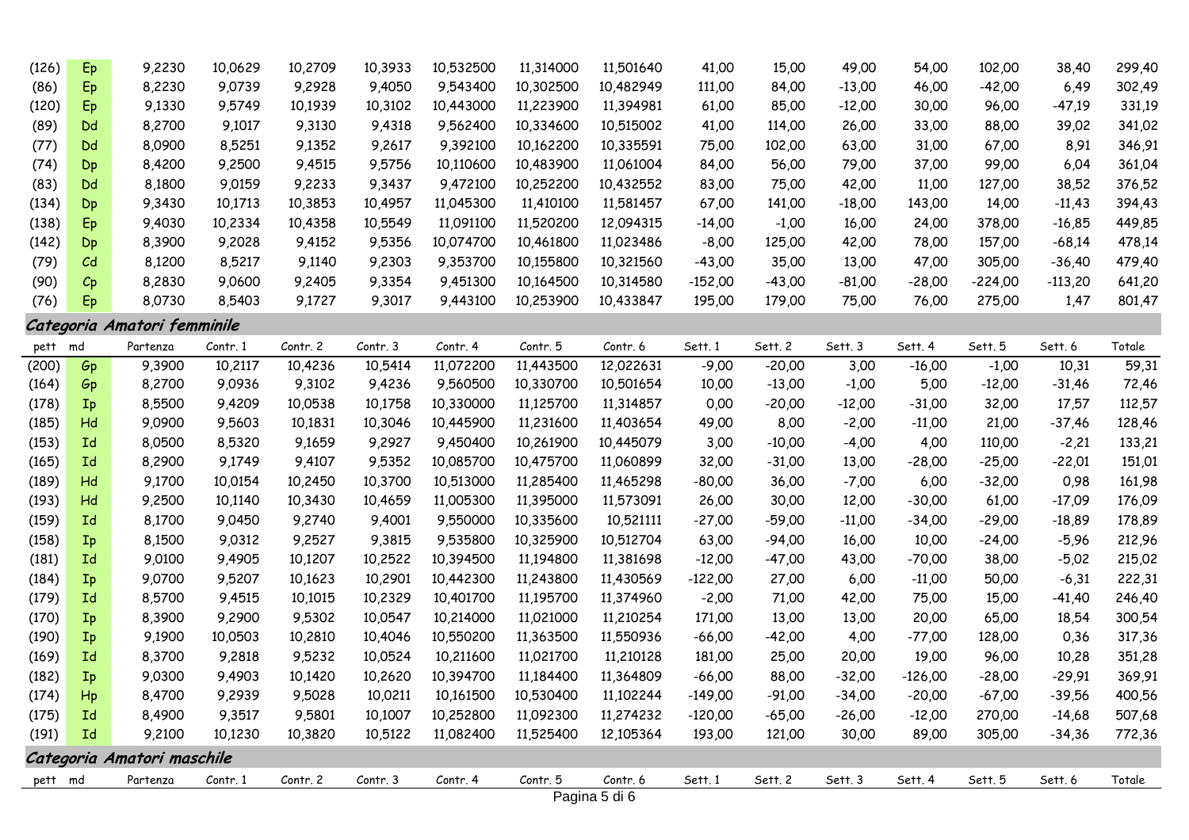| pett | md | Partenza | Contr. 1 | Contr. 2 | Contr. 3 | Contr. 4 | Contr. 5 | Contr. 6 | Sett. 1 | Sett. 2 | Sett. 3 | Sett. 4 | Sett. 5 | Sett. 6 | Totale |
|---|---|---|---|---|---|---|---|---|---|---|---|---|---|---|---|
| (126) | Ep | 9,2230 | 10,0629 | 10,2709 | 10,3933 | 10,532500 | 11,314000 | 11,501640 | 41,00 | 15,00 | 49,00 | 54,00 | 102,00 | 38,40 | 299,40 |
| (86) | Ep | 8,2230 | 9,0739 | 9,2928 | 9,4050 | 9,543400 | 10,302500 | 10,482949 | 111,00 | 84,00 | -13,00 | 46,00 | -42,00 | 6,49 | 302,49 |
| (120) | Ep | 9,1330 | 9,5749 | 10,1939 | 10,3102 | 10,443000 | 11,223900 | 11,394981 | 61,00 | 85,00 | -12,00 | 30,00 | 96,00 | -47,19 | 331,19 |
| (89) | Dd | 8,2700 | 9,1017 | 9,3130 | 9,4318 | 9,562400 | 10,334600 | 10,515002 | 41,00 | 114,00 | 26,00 | 33,00 | 88,00 | 39,02 | 341,02 |
| (77) | Dd | 8,0900 | 8,5251 | 9,1352 | 9,2617 | 9,392100 | 10,162200 | 10,335591 | 75,00 | 102,00 | 63,00 | 31,00 | 67,00 | 8,91 | 346,91 |
| (74) | Dp | 8,4200 | 9,2500 | 9,4515 | 9,5756 | 10,110600 | 10,483900 | 11,061004 | 84,00 | 56,00 | 79,00 | 37,00 | 99,00 | 6,04 | 361,04 |
| (83) | Dd | 8,1800 | 9,0159 | 9,2233 | 9,3437 | 9,472100 | 10,252200 | 10,432552 | 83,00 | 75,00 | 42,00 | 11,00 | 127,00 | 38,52 | 376,52 |
| (134) | Dp | 9,3430 | 10,1713 | 10,3853 | 10,4957 | 11,045300 | 11,410100 | 11,581457 | 67,00 | 141,00 | -18,00 | 143,00 | 14,00 | -11,43 | 394,43 |
| (138) | Ep | 9,4030 | 10,2334 | 10,4358 | 10,5549 | 11,091100 | 11,520200 | 12,094315 | -14,00 | -1,00 | 16,00 | 24,00 | 378,00 | -16,85 | 449,85 |
| (142) | Dp | 8,3900 | 9,2028 | 9,4152 | 9,5356 | 10,074700 | 10,461800 | 11,023486 | -8,00 | 125,00 | 42,00 | 78,00 | 157,00 | -68,14 | 478,14 |
| (79) | Cd | 8,1200 | 8,5217 | 9,1140 | 9,2303 | 9,353700 | 10,155800 | 10,321560 | -43,00 | 35,00 | 13,00 | 47,00 | 305,00 | -36,40 | 479,40 |
| (90) | Cp | 8,2830 | 9,0600 | 9,2405 | 9,3354 | 9,451300 | 10,164500 | 10,314580 | -152,00 | -43,00 | -81,00 | -28,00 | -224,00 | -113,20 | 641,20 |
| (76) | Ep | 8,0730 | 8,5403 | 9,1727 | 9,3017 | 9,443100 | 10,253900 | 10,433847 | 195,00 | 179,00 | 75,00 | 76,00 | 275,00 | 1,47 | 801,47 |

## *Categoria Amatori femminile*

| pett | md | Partenza | Contr. 1 | Contr. 2 | Contr. 3 | Contr. 4 | Contr. 5 | Contr. 6 | Sett. 1 | Sett. 2 | Sett. 3 | Sett. 4 | Sett. 5 | Sett. 6 | Totale |
|---|---|---|---|---|---|---|---|---|---|---|---|---|---|---|---|
| (200) | Gp | 9,3900 | 10,2117 | 10,4236 | 10,5414 | 11,072200 | 11,443500 | 12,022631 | -9,00 | -20,00 | 3,00 | -16,00 | -1,00 | 10,31 | 59,31 |
| (164) | Gp | 8,2700 | 9,0936 | 9,3102 | 9,4236 | 9,560500 | 10,330700 | 10,501654 | 10,00 | -13,00 | -1,00 | 5,00 | -12,00 | -31,46 | 72,46 |
| (178) | Ip | 8,5500 | 9,4209 | 10,0538 | 10,1758 | 10,330000 | 11,125700 | 11,314857 | 0,00 | -20,00 | -12,00 | -31,00 | 32,00 | 17,57 | 112,57 |
| (185) | Hd | 9,0900 | 9,5603 | 10,1831 | 10,3046 | 10,445900 | 11,231600 | 11,403654 | 49,00 | 8,00 | -2,00 | -11,00 | 21,00 | -37,46 | 128,46 |
| (153) | Id | 8,0500 | 8,5320 | 9,1659 | 9,2927 | 9,450400 | 10,261900 | 10,445079 | 3,00 | -10,00 | -4,00 | 4,00 | 110,00 | -2,21 | 133,21 |
| (165) | Id | 8,2900 | 9,1749 | 9,4107 | 9,5352 | 10,085700 | 10,475700 | 11,060899 | 32,00 | -31,00 | 13,00 | -28,00 | -25,00 | -22,01 | 151,01 |
| (189) | Hd | 9,1700 | 10,0154 | 10,2450 | 10,3700 | 10,513000 | 11,285400 | 11,465298 | -80,00 | 36,00 | -7,00 | 6,00 | -32,00 | 0,98 | 161,98 |
| (193) | Hd | 9,2500 | 10,1140 | 10,3430 | 10,4659 | 11,005300 | 11,395000 | 11,573091 | 26,00 | 30,00 | 12,00 | -30,00 | 61,00 | -17,09 | 176,09 |
| (159) | Id | 8,1700 | 9,0450 | 9,2740 | 9,4001 | 9,550000 | 10,335600 | 10,521111 | -27,00 | -59,00 | -11,00 | -34,00 | -29,00 | -18,89 | 178,89 |
| (158) | Ip | 8,1500 | 9,0312 | 9,2527 | 9,3815 | 9,535800 | 10,325900 | 10,512704 | 63,00 | -94,00 | 16,00 | 10,00 | -24,00 | -5,96 | 212,96 |
| (181) | Id | 9,0100 | 9,4905 | 10,1207 | 10,2522 | 10,394500 | 11,194800 | 11,381698 | -12,00 | -47,00 | 43,00 | -70,00 | 38,00 | -5,02 | 215,02 |
| (184) | Ip | 9,0700 | 9,5207 | 10,1623 | 10,2901 | 10,442300 | 11,243800 | 11,430569 | -122,00 | 27,00 | 6,00 | -11,00 | 50,00 | -6,31 | 222,31 |
| (179) | Id | 8,5700 | 9,4515 | 10,1015 | 10,2329 | 10,401700 | 11,195700 | 11,374960 | -2,00 | 71,00 | 42,00 | 75,00 | 15,00 | -41,40 | 246,40 |
| (170) | Ip | 8,3900 | 9,2900 | 9,5302 | 10,0547 | 10,214000 | 11,021000 | 11,210254 | 171,00 | 13,00 | 13,00 | 20,00 | 65,00 | 18,54 | 300,54 |
| (190) | Ip | 9,1900 | 10,0503 | 10,2810 | 10,4046 | 10,550200 | 11,363500 | 11,550936 | -66,00 | -42,00 | 4,00 | -77,00 | 128,00 | 0,36 | 317,36 |
| (169) | Id | 8,3700 | 9,2818 | 9,5232 | 10,0524 | 10,211600 | 11,021700 | 11,210128 | 181,00 | 25,00 | 20,00 | 19,00 | 96,00 | 10,28 | 351,28 |
| (182) | Ip | 9,0300 | 9,4903 | 10,1420 | 10,2620 | 10,394700 | 11,184400 | 11,364809 | -66,00 | 88,00 | -32,00 | -126,00 | -28,00 | -29,91 | 369,91 |
| (174) | Hp | 8,4700 | 9,2939 | 9,5028 | 10,0211 | 10,161500 | 10,530400 | 11,102244 | -149,00 | -91,00 | -34,00 | -20,00 | -67,00 | -39,56 | 400,56 |
| (175) | Id | 8,4900 | 9,3517 | 9,5801 | 10,1007 | 10,252800 | 11,092300 | 11,274232 | -120,00 | -65,00 | -26,00 | -12,00 | 270,00 | -14,68 | 507,68 |
| (191) | Id | 9,2100 | 10,1230 | 10,3820 | 10,5122 | 11,082400 | 11,525400 | 12,105364 | 193,00 | 121,00 | 30,00 | 89,00 | 305,00 | -34,36 | 772,36 |

## *Categoria Amatori maschile*

| pett | md | Partenza | Contr. 1 | Contr. 2 | Contr. 3 | Contr. 4 | Contr. 5 | Contr. 6 | Sett. 1 | Sett. 2 | Sett. 3 | Sett. 4 | Sett. 5 | Sett. 6 | Totale |
|---|---|---|---|---|---|---|---|---|---|---|---|---|---|---|---|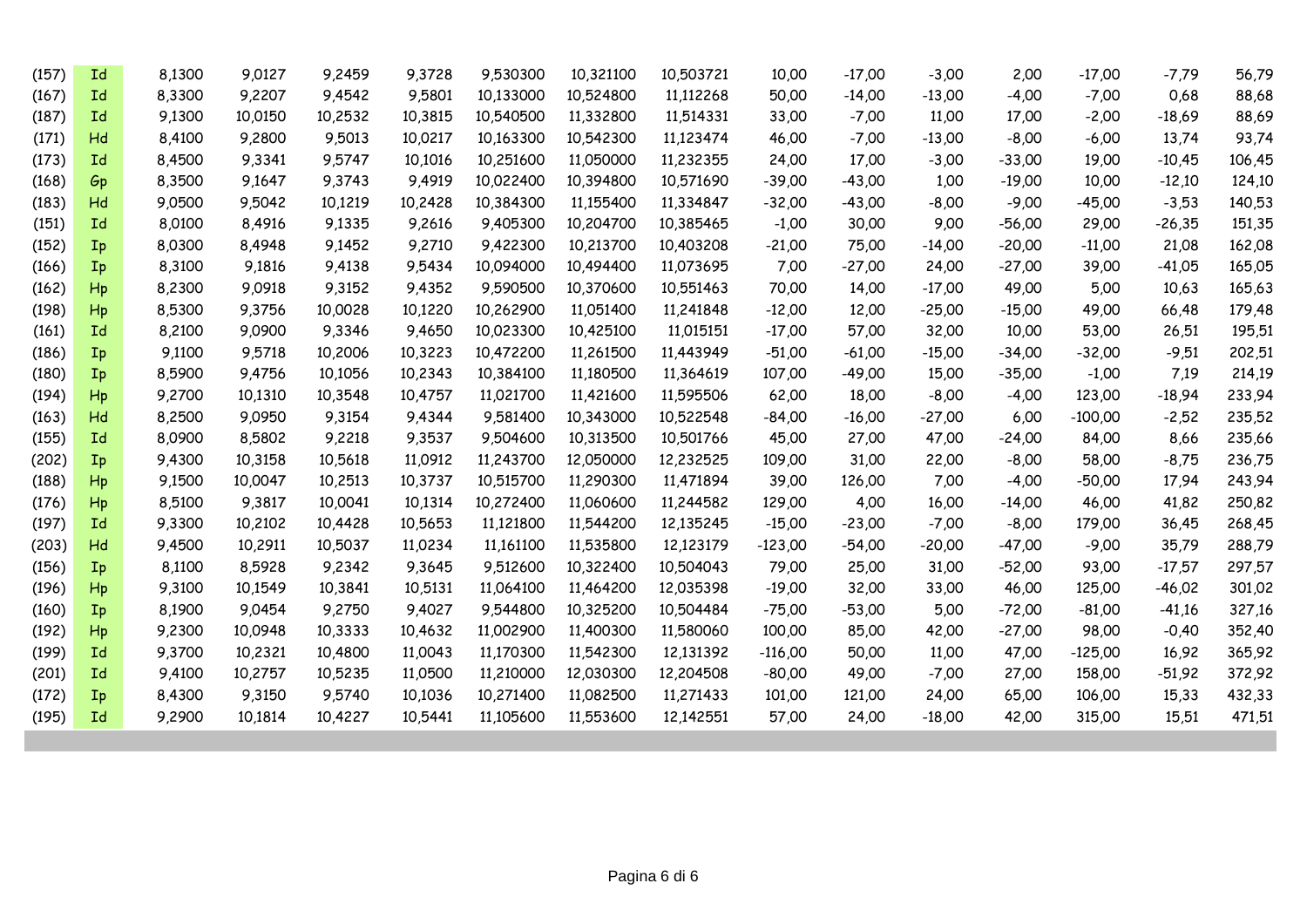| | | | | | | | | | | | | | | | |
|---|---|---|---|---|---|---|---|---|---|---|---|---|---|---|---|
| (157) | Id | 8,1300 | 9,0127 | 9,2459 | 9,3728 | 9,530300 | 10,321100 | 10,503721 | 10,00 | -17,00 | -3,00 | 2,00 | -17,00 | -7,79 | 56,79 |
| (167) | Id | 8,3300 | 9,2207 | 9,4542 | 9,5801 | 10,133000 | 10,524800 | 11,112268 | 50,00 | -14,00 | -13,00 | -4,00 | -7,00 | 0,68 | 88,68 |
| (187) | Id | 9,1300 | 10,0150 | 10,2532 | 10,3815 | 10,540500 | 11,332800 | 11,514331 | 33,00 | -7,00 | 11,00 | 17,00 | -2,00 | -18,69 | 88,69 |
| (171) | Hd | 8,4100 | 9,2800 | 9,5013 | 10,0217 | 10,163300 | 10,542300 | 11,123474 | 46,00 | -7,00 | -13,00 | -8,00 | -6,00 | 13,74 | 93,74 |
| (173) | Id | 8,4500 | 9,3341 | 9,5747 | 10,1016 | 10,251600 | 11,050000 | 11,232355 | 24,00 | 17,00 | -3,00 | -33,00 | 19,00 | -10,45 | 106,45 |
| (168) | Gp | 8,3500 | 9,1647 | 9,3743 | 9,4919 | 10,022400 | 10,394800 | 10,571690 | -39,00 | -43,00 | 1,00 | -19,00 | 10,00 | -12,10 | 124,10 |
| (183) | Hd | 9,0500 | 9,5042 | 10,1219 | 10,2428 | 10,384300 | 11,155400 | 11,334847 | -32,00 | -43,00 | -8,00 | -9,00 | -45,00 | -3,53 | 140,53 |
| (151) | Id | 8,0100 | 8,4916 | 9,1335 | 9,2616 | 9,405300 | 10,204700 | 10,385465 | -1,00 | 30,00 | 9,00 | -56,00 | 29,00 | -26,35 | 151,35 |
| (152) | Ip | 8,0300 | 8,4948 | 9,1452 | 9,2710 | 9,422300 | 10,213700 | 10,403208 | -21,00 | 75,00 | -14,00 | -20,00 | -11,00 | 21,08 | 162,08 |
| (166) | Ip | 8,3100 | 9,1816 | 9,4138 | 9,5434 | 10,094000 | 10,494400 | 11,073695 | 7,00 | -27,00 | 24,00 | -27,00 | 39,00 | -41,05 | 165,05 |
| (162) | Hp | 8,2300 | 9,0918 | 9,3152 | 9,4352 | 9,590500 | 10,370600 | 10,551463 | 70,00 | 14,00 | -17,00 | 49,00 | 5,00 | 10,63 | 165,63 |
| (198) | Hp | 8,5300 | 9,3756 | 10,0028 | 10,1220 | 10,262900 | 11,051400 | 11,241848 | -12,00 | 12,00 | -25,00 | -15,00 | 49,00 | 66,48 | 179,48 |
| (161) | Id | 8,2100 | 9,0900 | 9,3346 | 9,4650 | 10,023300 | 10,425100 | 11,015151 | -17,00 | 57,00 | 32,00 | 10,00 | 53,00 | 26,51 | 195,51 |
| (186) | Ip | 9,1100 | 9,5718 | 10,2006 | 10,3223 | 10,472200 | 11,261500 | 11,443949 | -51,00 | -61,00 | -15,00 | -34,00 | -32,00 | -9,51 | 202,51 |
| (180) | Ip | 8,5900 | 9,4756 | 10,1056 | 10,2343 | 10,384100 | 11,180500 | 11,364619 | 107,00 | -49,00 | 15,00 | -35,00 | -1,00 | 7,19 | 214,19 |
| (194) | Hp | 9,2700 | 10,1310 | 10,3548 | 10,4757 | 11,021700 | 11,421600 | 11,595506 | 62,00 | 18,00 | -8,00 | -4,00 | 123,00 | -18,94 | 233,94 |
| (163) | Hd | 8,2500 | 9,0950 | 9,3154 | 9,4344 | 9,581400 | 10,343000 | 10,522548 | -84,00 | -16,00 | -27,00 | 6,00 | -100,00 | -2,52 | 235,52 |
| (155) | Id | 8,0900 | 8,5802 | 9,2218 | 9,3537 | 9,504600 | 10,313500 | 10,501766 | 45,00 | 27,00 | 47,00 | -24,00 | 84,00 | 8,66 | 235,66 |
| (202) | Ip | 9,4300 | 10,3158 | 10,5618 | 11,0912 | 11,243700 | 12,050000 | 12,232525 | 109,00 | 31,00 | 22,00 | -8,00 | 58,00 | -8,75 | 236,75 |
| (188) | Hp | 9,1500 | 10,0047 | 10,2513 | 10,3737 | 10,515700 | 11,290300 | 11,471894 | 39,00 | 126,00 | 7,00 | -4,00 | -50,00 | 17,94 | 243,94 |
| (176) | Hp | 8,5100 | 9,3817 | 10,0041 | 10,1314 | 10,272400 | 11,060600 | 11,244582 | 129,00 | 4,00 | 16,00 | -14,00 | 46,00 | 41,82 | 250,82 |
| (197) | Id | 9,3300 | 10,2102 | 10,4428 | 10,5653 | 11,121800 | 11,544200 | 12,135245 | -15,00 | -23,00 | -7,00 | -8,00 | 179,00 | 36,45 | 268,45 |
| (203) | Hd | 9,4500 | 10,2911 | 10,5037 | 11,0234 | 11,161100 | 11,535800 | 12,123179 | -123,00 | -54,00 | -20,00 | -47,00 | -9,00 | 35,79 | 288,79 |
| (156) | Ip | 8,1100 | 8,5928 | 9,2342 | 9,3645 | 9,512600 | 10,322400 | 10,504043 | 79,00 | 25,00 | 31,00 | -52,00 | 93,00 | -17,57 | 297,57 |
| (196) | Hp | 9,3100 | 10,1549 | 10,3841 | 10,5131 | 11,064100 | 11,464200 | 12,035398 | -19,00 | 32,00 | 33,00 | 46,00 | 125,00 | -46,02 | 301,02 |
| (160) | Ip | 8,1900 | 9,0454 | 9,2750 | 9,4027 | 9,544800 | 10,325200 | 10,504484 | -75,00 | -53,00 | 5,00 | -72,00 | -81,00 | -41,16 | 327,16 |
| (192) | Hp | 9,2300 | 10,0948 | 10,3333 | 10,4632 | 11,002900 | 11,400300 | 11,580060 | 100,00 | 85,00 | 42,00 | -27,00 | 98,00 | -0,40 | 352,40 |
| (199) | Id | 9,3700 | 10,2321 | 10,4800 | 11,0043 | 11,170300 | 11,542300 | 12,131392 | -116,00 | 50,00 | 11,00 | 47,00 | -125,00 | 16,92 | 365,92 |
| (201) | Id | 9,4100 | 10,2757 | 10,5235 | 11,0500 | 11,210000 | 12,030300 | 12,204508 | -80,00 | 49,00 | -7,00 | 27,00 | 158,00 | -51,92 | 372,92 |
| (172) | Ip | 8,4300 | 9,3150 | 9,5740 | 10,1036 | 10,271400 | 11,082500 | 11,271433 | 101,00 | 121,00 | 24,00 | 65,00 | 106,00 | 15,33 | 432,33 |
| (195) | Id | 9,2900 | 10,1814 | 10,4227 | 10,5441 | 11,105600 | 11,553600 | 12,142551 | 57,00 | 24,00 | -18,00 | 42,00 | 315,00 | 15,51 | 471,51 |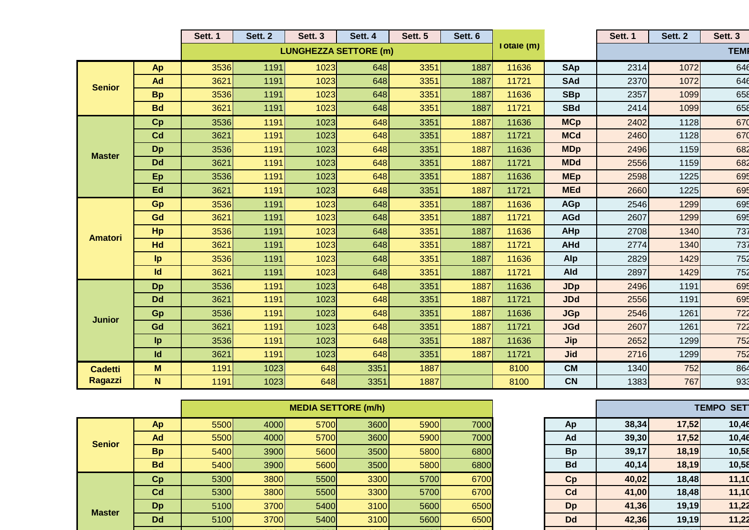| | | Sett. 1 | Sett. 2 | Sett. 3 | Sett. 4 | Sett. 5 | Sett. 6 | Totale (m) | | Sett. 1 | Sett. 2 | Sett. 3 |
|---|---|---|---|---|---|---|---|---|---|---|---|---|
| | | LUNGHEZZA SETTORE (m) | | | | | | | | TEMI | | |
| Senior | Ap | 3536 | 1191 | 1023 | 648 | 3351 | 1887 | 11636 | SAp | 2314 | 1072 | 646 |
| | Ad | 3621 | 1191 | 1023 | 648 | 3351 | 1887 | 11721 | SAd | 2370 | 1072 | 646 |
| | Bp | 3536 | 1191 | 1023 | 648 | 3351 | 1887 | 11636 | SBp | 2357 | 1099 | 658 |
| | Bd | 3621 | 1191 | 1023 | 648 | 3351 | 1887 | 11721 | SBd | 2414 | 1099 | 658 |
| Master | Cp | 3536 | 1191 | 1023 | 648 | 3351 | 1887 | 11636 | MCp | 2402 | 1128 | 670 |
| | Cd | 3621 | 1191 | 1023 | 648 | 3351 | 1887 | 11721 | MCd | 2460 | 1128 | 670 |
| | Dp | 3536 | 1191 | 1023 | 648 | 3351 | 1887 | 11636 | MDp | 2496 | 1159 | 682 |
| | Dd | 3621 | 1191 | 1023 | 648 | 3351 | 1887 | 11721 | MDd | 2556 | 1159 | 682 |
| | Ep | 3536 | 1191 | 1023 | 648 | 3351 | 1887 | 11636 | MEp | 2598 | 1225 | 695 |
| | Ed | 3621 | 1191 | 1023 | 648 | 3351 | 1887 | 11721 | MEd | 2660 | 1225 | 695 |
| Amatori | Gp | 3536 | 1191 | 1023 | 648 | 3351 | 1887 | 11636 | AGp | 2546 | 1299 | 695 |
| | Gd | 3621 | 1191 | 1023 | 648 | 3351 | 1887 | 11721 | AGd | 2607 | 1299 | 695 |
| | Hp | 3536 | 1191 | 1023 | 648 | 3351 | 1887 | 11636 | AHp | 2708 | 1340 | 737 |
| | Hd | 3621 | 1191 | 1023 | 648 | 3351 | 1887 | 11721 | AHd | 2774 | 1340 | 737 |
| | Ip | 3536 | 1191 | 1023 | 648 | 3351 | 1887 | 11636 | AIp | 2829 | 1429 | 752 |
| | Id | 3621 | 1191 | 1023 | 648 | 3351 | 1887 | 11721 | AId | 2897 | 1429 | 752 |
| Junior | Dp | 3536 | 1191 | 1023 | 648 | 3351 | 1887 | 11636 | JDp | 2496 | 1191 | 695 |
| | Dd | 3621 | 1191 | 1023 | 648 | 3351 | 1887 | 11721 | JDd | 2556 | 1191 | 695 |
| | Gp | 3536 | 1191 | 1023 | 648 | 3351 | 1887 | 11636 | JGp | 2546 | 1261 | 722 |
| | Gd | 3621 | 1191 | 1023 | 648 | 3351 | 1887 | 11721 | JGd | 2607 | 1261 | 722 |
| | Ip | 3536 | 1191 | 1023 | 648 | 3351 | 1887 | 11636 | Jip | 2652 | 1299 | 752 |
| | Id | 3621 | 1191 | 1023 | 648 | 3351 | 1887 | 11721 | Jid | 2716 | 1299 | 752 |
| Cadetti | M | 1191 | 1023 | 648 | 3351 | 1887 | | 8100 | CM | 1340 | 752 | 864 |
| Ragazzi | N | 1191 | 1023 | 648 | 3351 | 1887 | | 8100 | CN | 1383 | 767 | 933 |

| | | MEDIA SETTORE (m/h) | | | | | | | | TEMPO SET | | |
|---|---|---|---|---|---|---|---|---|---|---|---|---|
| Senior | Ap | 5500 | 4000 | 5700 | 3600 | 5900 | 7000 | | Ap | 38,34 | 17,52 | 10,46 |
| | Ad | 5500 | 4000 | 5700 | 3600 | 5900 | 7000 | | Ad | 39,30 | 17,52 | 10,46 |
| | Bp | 5400 | 3900 | 5600 | 3500 | 5800 | 6800 | | Bp | 39,17 | 18,19 | 10,58 |
| | Bd | 5400 | 3900 | 5600 | 3500 | 5800 | 6800 | | Bd | 40,14 | 18,19 | 10,58 |
| Master | Cp | 5300 | 3800 | 5500 | 3300 | 5700 | 6700 | | Cp | 40,02 | 18,48 | 11,10 |
| | Cd | 5300 | 3800 | 5500 | 3300 | 5700 | 6700 | | Cd | 41,00 | 18,48 | 11,10 |
| | Dp | 5100 | 3700 | 5400 | 3100 | 5600 | 6500 | | Dp | 41,36 | 19,19 | 11,22 |
| | Dd | 5100 | 3700 | 5400 | 3100 | 5600 | 6500 | | Dd | 42,36 | 19,19 | 11,22 |